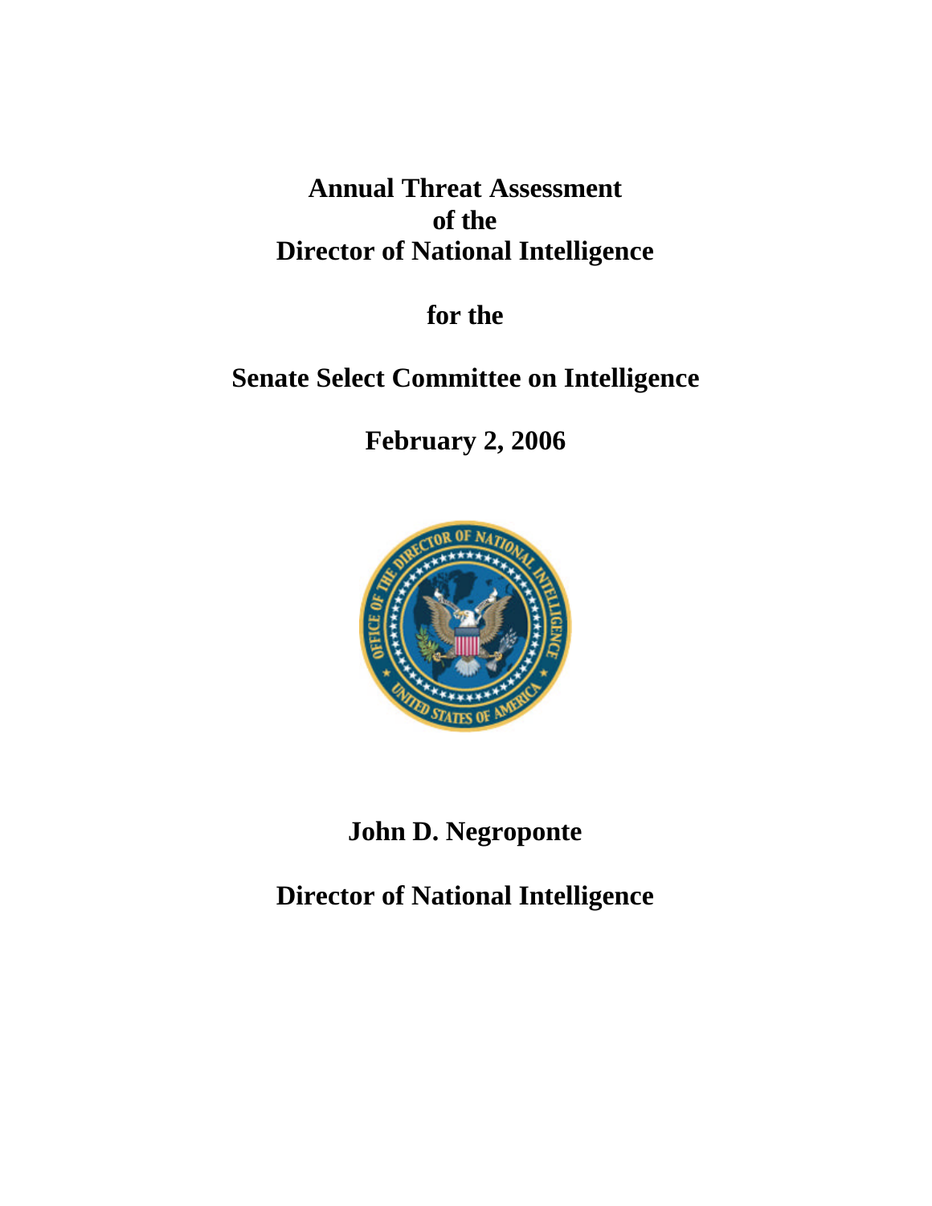# Annual Threat Assessment of the Director of National Intelligence

## for the

## Senate Select Committee on Intelligence

## February 2, 2006

**John D. Negroponte**

**Director of National Intelligence**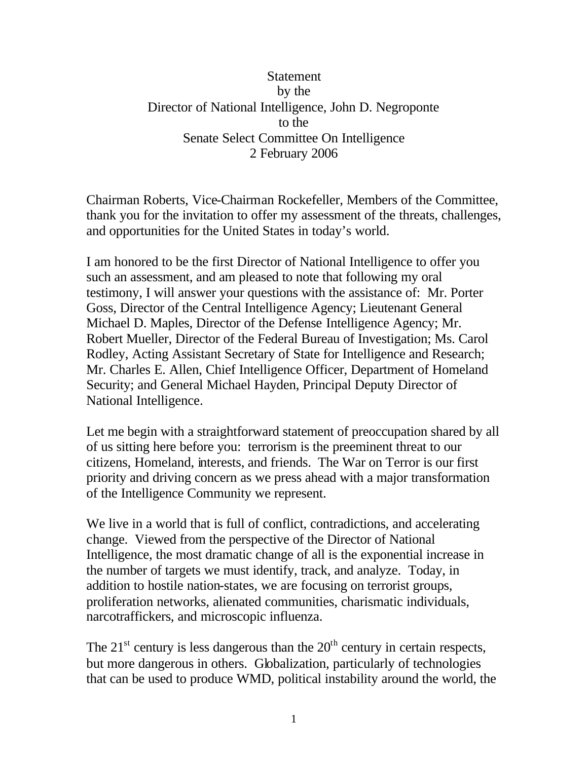Statement
by the
Director of National Intelligence, John D. Negroponte
to the
Senate Select Committee On Intelligence
2 February 2006

Chairman Roberts, Vice-Chairman Rockefeller, Members of the Committee, thank you for the invitation to offer my assessment of the threats, challenges, and opportunities for the United States in today's world.

I am honored to be the first Director of National Intelligence to offer you such an assessment, and am pleased to note that following my oral testimony, I will answer your questions with the assistance of: Mr. Porter Goss, Director of the Central Intelligence Agency; Lieutenant General Michael D. Maples, Director of the Defense Intelligence Agency; Mr. Robert Mueller, Director of the Federal Bureau of Investigation; Ms. Carol Rodley, Acting Assistant Secretary of State for Intelligence and Research; Mr. Charles E. Allen, Chief Intelligence Officer, Department of Homeland Security; and General Michael Hayden, Principal Deputy Director of National Intelligence.

Let me begin with a straightforward statement of preoccupation shared by all of us sitting here before you: terrorism is the preeminent threat to our citizens, Homeland, interests, and friends. The War on Terror is our first priority and driving concern as we press ahead with a major transformation of the Intelligence Community we represent.

We live in a world that is full of conflict, contradictions, and accelerating change. Viewed from the perspective of the Director of National Intelligence, the most dramatic change of all is the exponential increase in the number of targets we must identify, track, and analyze. Today, in addition to hostile nation-states, we are focusing on terrorist groups, proliferation networks, alienated communities, charismatic individuals, narcotraffickers, and microscopic influenza.

The 21st century is less dangerous than the 20th century in certain respects, but more dangerous in others. Globalization, particularly of technologies that can be used to produce WMD, political instability around the world, the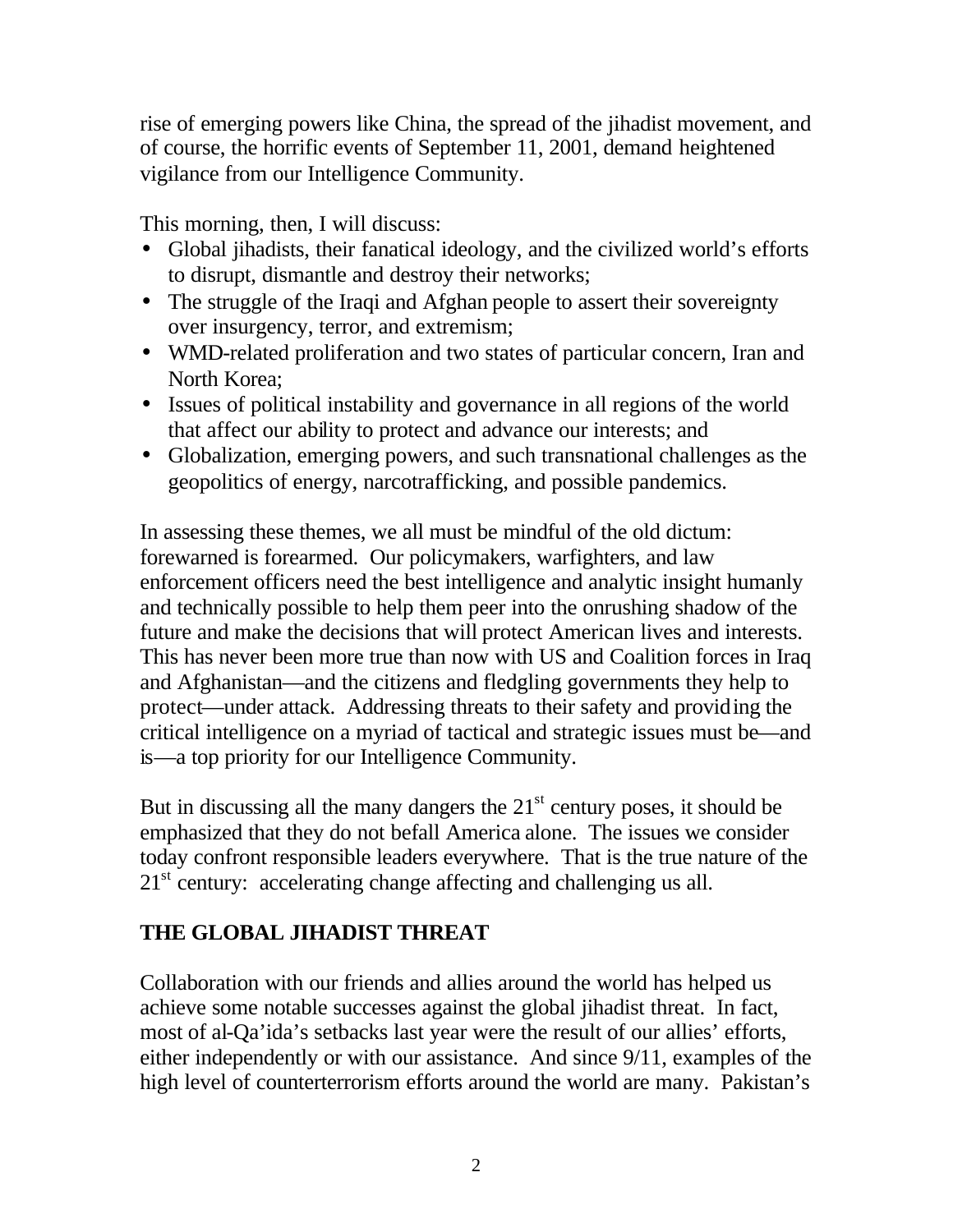rise of emerging powers like China, the spread of the jihadist movement, and of course, the horrific events of September 11, 2001, demand heightened vigilance from our Intelligence Community.

This morning, then, I will discuss:

- Global jihadists, their fanatical ideology, and the civilized world's efforts to disrupt, dismantle and destroy their networks;
- The struggle of the Iraqi and Afghan people to assert their sovereignty over insurgency, terror, and extremism;
- WMD-related proliferation and two states of particular concern, Iran and North Korea;
- Issues of political instability and governance in all regions of the world that affect our ability to protect and advance our interests; and
- Globalization, emerging powers, and such transnational challenges as the geopolitics of energy, narcotrafficking, and possible pandemics.

In assessing these themes, we all must be mindful of the old dictum: forewarned is forearmed. Our policymakers, warfighters, and law enforcement officers need the best intelligence and analytic insight humanly and technically possible to help them peer into the onrushing shadow of the future and make the decisions that will protect American lives and interests. This has never been more true than now with US and Coalition forces in Iraq and Afghanistan—and the citizens and fledgling governments they help to protect—under attack. Addressing threats to their safety and providing the critical intelligence on a myriad of tactical and strategic issues must be—and is—a top priority for our Intelligence Community.

But in discussing all the many dangers the 21st century poses, it should be emphasized that they do not befall America alone. The issues we consider today confront responsible leaders everywhere. That is the true nature of the 21st century: accelerating change affecting and challenging us all.

## THE GLOBAL JIHADIST THREAT

Collaboration with our friends and allies around the world has helped us achieve some notable successes against the global jihadist threat. In fact, most of al-Qa'ida's setbacks last year were the result of our allies' efforts, either independently or with our assistance. And since 9/11, examples of the high level of counterterrorism efforts around the world are many. Pakistan's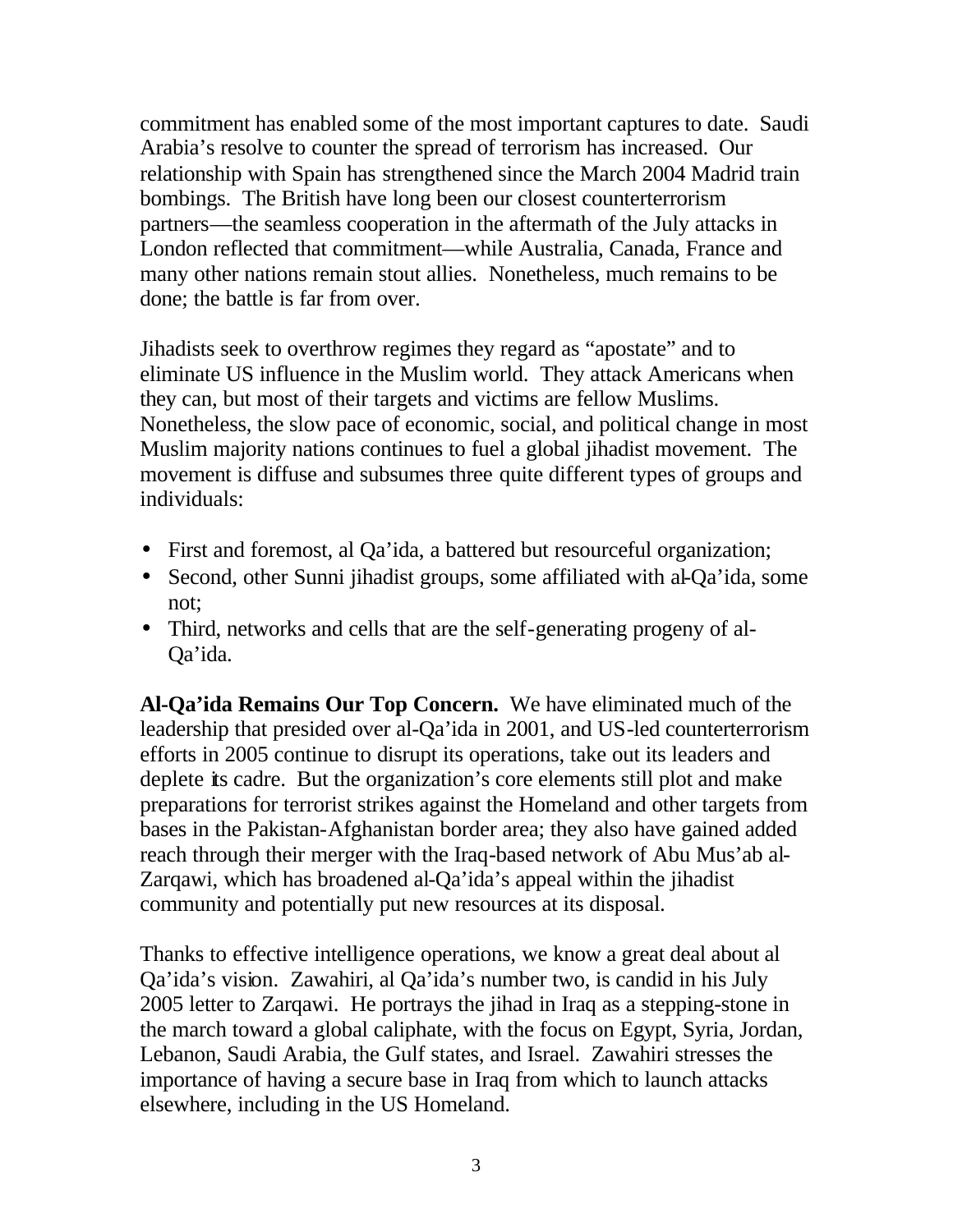commitment has enabled some of the most important captures to date. Saudi Arabia's resolve to counter the spread of terrorism has increased. Our relationship with Spain has strengthened since the March 2004 Madrid train bombings. The British have long been our closest counterterrorism partners—the seamless cooperation in the aftermath of the July attacks in London reflected that commitment—while Australia, Canada, France and many other nations remain stout allies. Nonetheless, much remains to be done; the battle is far from over.

Jihadists seek to overthrow regimes they regard as "apostate" and to eliminate US influence in the Muslim world. They attack Americans when they can, but most of their targets and victims are fellow Muslims. Nonetheless, the slow pace of economic, social, and political change in most Muslim majority nations continues to fuel a global jihadist movement. The movement is diffuse and subsumes three quite different types of groups and individuals:

- First and foremost, al Qa'ida, a battered but resourceful organization;
- Second, other Sunni jihadist groups, some affiliated with al-Qa'ida, some not;
- Third, networks and cells that are the self-generating progeny of al-Qa'ida.

**Al-Qa'ida Remains Our Top Concern.** We have eliminated much of the leadership that presided over al-Qa'ida in 2001, and US-led counterterrorism efforts in 2005 continue to disrupt its operations, take out its leaders and deplete its cadre. But the organization's core elements still plot and make preparations for terrorist strikes against the Homeland and other targets from bases in the Pakistan-Afghanistan border area; they also have gained added reach through their merger with the Iraq-based network of Abu Mus'ab al-Zarqawi, which has broadened al-Qa'ida's appeal within the jihadist community and potentially put new resources at its disposal.

Thanks to effective intelligence operations, we know a great deal about al Qa'ida's vision. Zawahiri, al Qa'ida's number two, is candid in his July 2005 letter to Zarqawi. He portrays the jihad in Iraq as a stepping-stone in the march toward a global caliphate, with the focus on Egypt, Syria, Jordan, Lebanon, Saudi Arabia, the Gulf states, and Israel. Zawahiri stresses the importance of having a secure base in Iraq from which to launch attacks elsewhere, including in the US Homeland.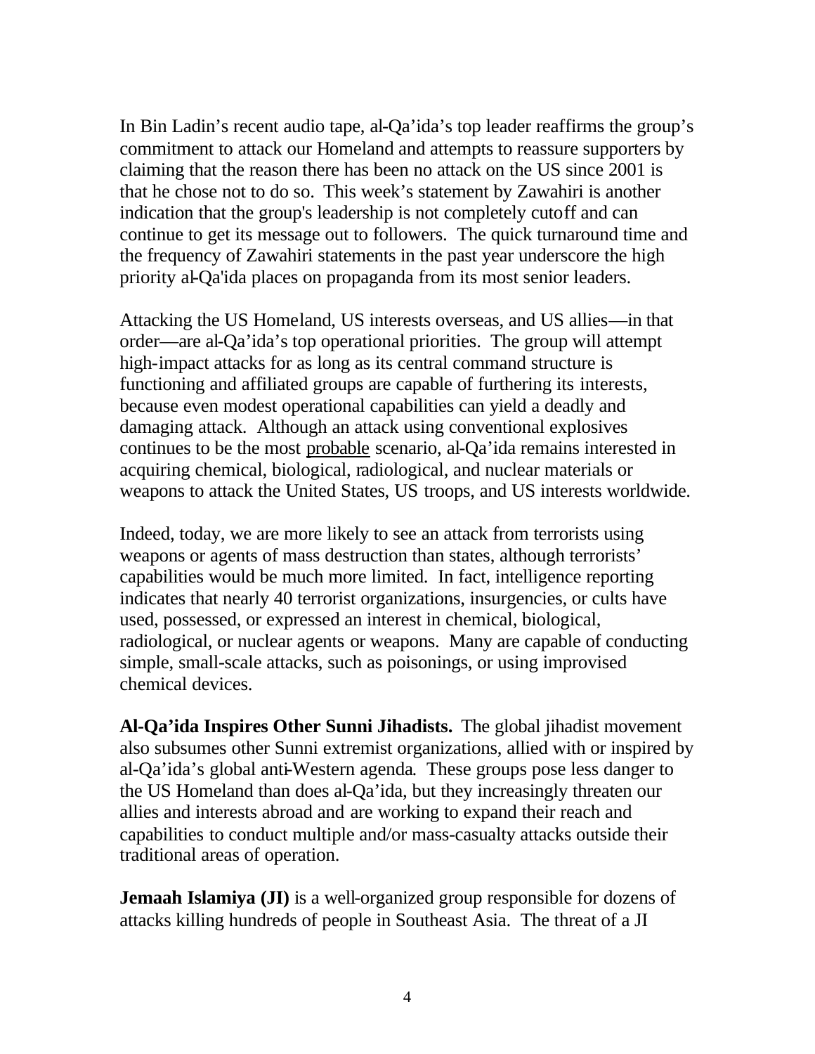In Bin Ladin's recent audio tape, al-Qa'ida's top leader reaffirms the group's commitment to attack our Homeland and attempts to reassure supporters by claiming that the reason there has been no attack on the US since 2001 is that he chose not to do so. This week's statement by Zawahiri is another indication that the group's leadership is not completely cutoff and can continue to get its message out to followers. The quick turnaround time and the frequency of Zawahiri statements in the past year underscore the high priority al-Qa'ida places on propaganda from its most senior leaders.

Attacking the US Homeland, US interests overseas, and US allies—in that order—are al-Qa'ida's top operational priorities. The group will attempt high-impact attacks for as long as its central command structure is functioning and affiliated groups are capable of furthering its interests, because even modest operational capabilities can yield a deadly and damaging attack. Although an attack using conventional explosives continues to be the most <u>probable</u> scenario, al-Qa'ida remains interested in acquiring chemical, biological, radiological, and nuclear materials or weapons to attack the United States, US troops, and US interests worldwide.

Indeed, today, we are more likely to see an attack from terrorists using weapons or agents of mass destruction than states, although terrorists' capabilities would be much more limited. In fact, intelligence reporting indicates that nearly 40 terrorist organizations, insurgencies, or cults have used, possessed, or expressed an interest in chemical, biological, radiological, or nuclear agents or weapons. Many are capable of conducting simple, small-scale attacks, such as poisonings, or using improvised chemical devices.

**Al-Qa'ida Inspires Other Sunni Jihadists.** The global jihadist movement also subsumes other Sunni extremist organizations, allied with or inspired by al-Qa'ida's global anti-Western agenda. These groups pose less danger to the US Homeland than does al-Qa'ida, but they increasingly threaten our allies and interests abroad and are working to expand their reach and capabilities to conduct multiple and/or mass-casualty attacks outside their traditional areas of operation.

**Jemaah Islamiya (JI)** is a well-organized group responsible for dozens of attacks killing hundreds of people in Southeast Asia. The threat of a JI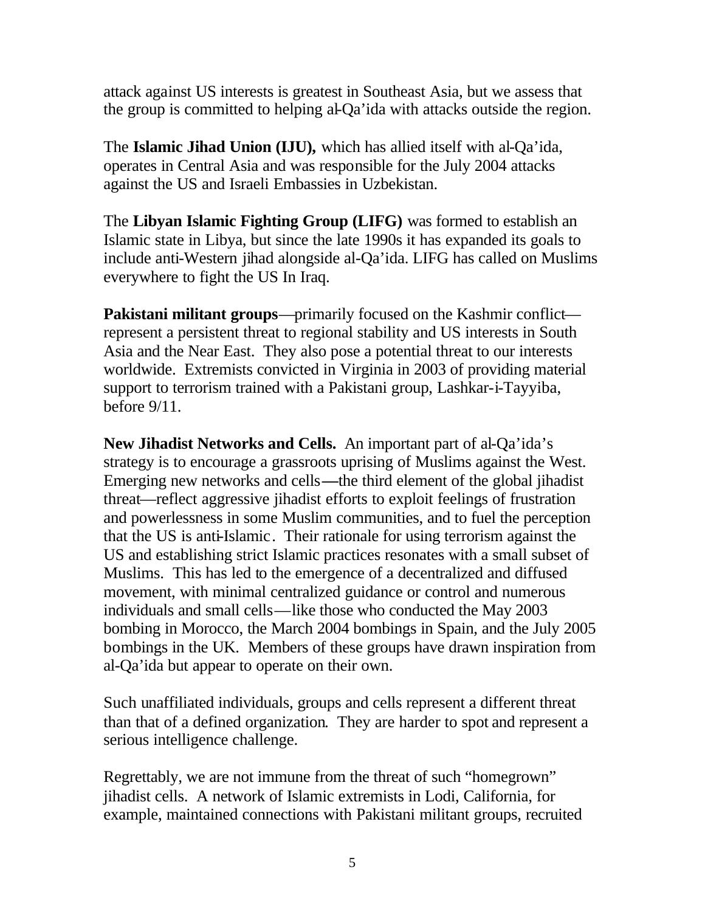attack against US interests is greatest in Southeast Asia, but we assess that the group is committed to helping al-Qa'ida with attacks outside the region.

The **Islamic Jihad Union (IJU),** which has allied itself with al-Qa'ida, operates in Central Asia and was responsible for the July 2004 attacks against the US and Israeli Embassies in Uzbekistan.

The **Libyan Islamic Fighting Group (LIFG)** was formed to establish an Islamic state in Libya, but since the late 1990s it has expanded its goals to include anti-Western jihad alongside al-Qa'ida. LIFG has called on Muslims everywhere to fight the US In Iraq.

**Pakistani militant groups**—primarily focused on the Kashmir conflict—represent a persistent threat to regional stability and US interests in South Asia and the Near East. They also pose a potential threat to our interests worldwide. Extremists convicted in Virginia in 2003 of providing material support to terrorism trained with a Pakistani group, Lashkar-i-Tayyiba, before 9/11.

**New Jihadist Networks and Cells.** An important part of al-Qa'ida's strategy is to encourage a grassroots uprising of Muslims against the West. Emerging new networks and cells**—**the third element of the global jihadist threat—reflect aggressive jihadist efforts to exploit feelings of frustration and powerlessness in some Muslim communities, and to fuel the perception that the US is anti-Islamic. Their rationale for using terrorism against the US and establishing strict Islamic practices resonates with a small subset of Muslims. This has led to the emergence of a decentralized and diffused movement, with minimal centralized guidance or control and numerous individuals and small cells—like those who conducted the May 2003 bombing in Morocco, the March 2004 bombings in Spain, and the July 2005 bombings in the UK. Members of these groups have drawn inspiration from al-Qa'ida but appear to operate on their own.

Such unaffiliated individuals, groups and cells represent a different threat than that of a defined organization. They are harder to spot and represent a serious intelligence challenge.

Regrettably, we are not immune from the threat of such "homegrown" jihadist cells. A network of Islamic extremists in Lodi, California, for example, maintained connections with Pakistani militant groups, recruited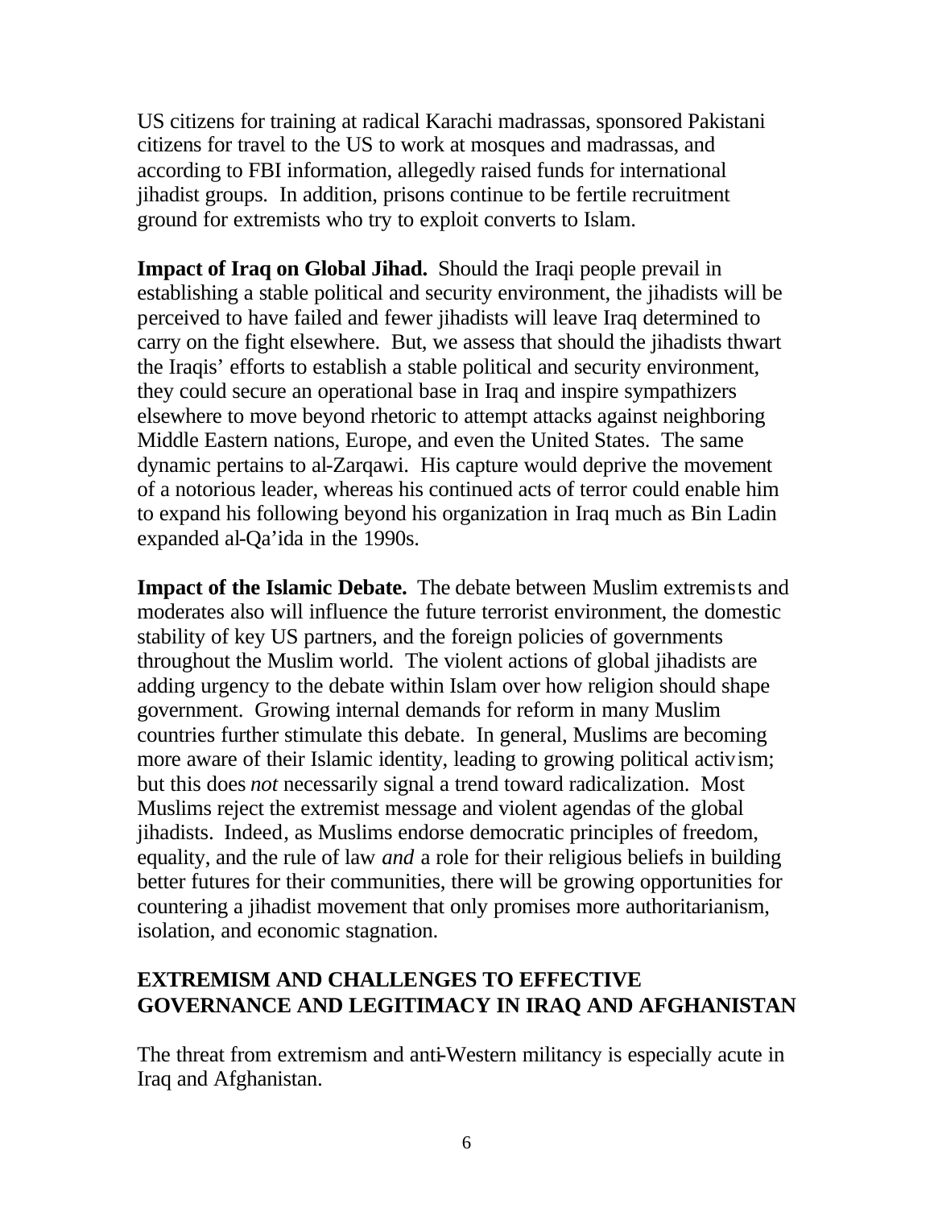US citizens for training at radical Karachi madrassas, sponsored Pakistani citizens for travel to the US to work at mosques and madrassas, and according to FBI information, allegedly raised funds for international jihadist groups. In addition, prisons continue to be fertile recruitment ground for extremists who try to exploit converts to Islam.

**Impact of Iraq on Global Jihad.** Should the Iraqi people prevail in establishing a stable political and security environment, the jihadists will be perceived to have failed and fewer jihadists will leave Iraq determined to carry on the fight elsewhere. But, we assess that should the jihadists thwart the Iraqis' efforts to establish a stable political and security environment, they could secure an operational base in Iraq and inspire sympathizers elsewhere to move beyond rhetoric to attempt attacks against neighboring Middle Eastern nations, Europe, and even the United States. The same dynamic pertains to al-Zarqawi. His capture would deprive the movement of a notorious leader, whereas his continued acts of terror could enable him to expand his following beyond his organization in Iraq much as Bin Ladin expanded al-Qa'ida in the 1990s.

**Impact of the Islamic Debate.** The debate between Muslim extremists and moderates also will influence the future terrorist environment, the domestic stability of key US partners, and the foreign policies of governments throughout the Muslim world. The violent actions of global jihadists are adding urgency to the debate within Islam over how religion should shape government. Growing internal demands for reform in many Muslim countries further stimulate this debate. In general, Muslims are becoming more aware of their Islamic identity, leading to growing political activism; but this does *not* necessarily signal a trend toward radicalization. Most Muslims reject the extremist message and violent agendas of the global jihadists. Indeed, as Muslims endorse democratic principles of freedom, equality, and the rule of law *and* a role for their religious beliefs in building better futures for their communities, there will be growing opportunities for countering a jihadist movement that only promises more authoritarianism, isolation, and economic stagnation.

## EXTREMISM AND CHALLENGES TO EFFECTIVE GOVERNANCE AND LEGITIMACY IN IRAQ AND AFGHANISTAN

The threat from extremism and anti-Western militancy is especially acute in Iraq and Afghanistan.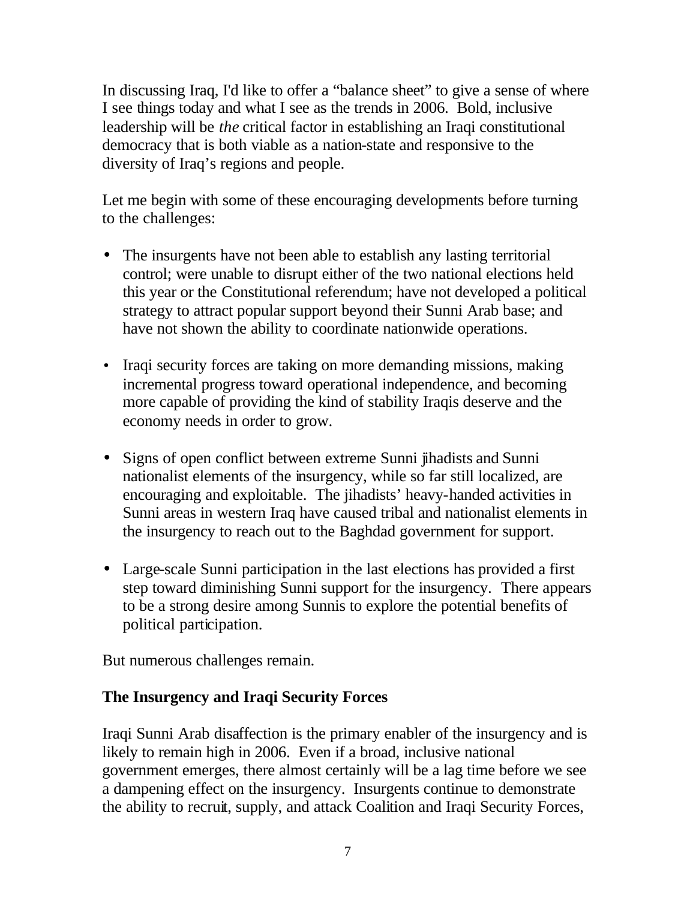In discussing Iraq, I'd like to offer a "balance sheet" to give a sense of where I see things today and what I see as the trends in 2006. Bold, inclusive leadership will be *the* critical factor in establishing an Iraqi constitutional democracy that is both viable as a nation-state and responsive to the diversity of Iraq's regions and people.

Let me begin with some of these encouraging developments before turning to the challenges:

- The insurgents have not been able to establish any lasting territorial control; were unable to disrupt either of the two national elections held this year or the Constitutional referendum; have not developed a political strategy to attract popular support beyond their Sunni Arab base; and have not shown the ability to coordinate nationwide operations.
- Iraqi security forces are taking on more demanding missions, making incremental progress toward operational independence, and becoming more capable of providing the kind of stability Iraqis deserve and the economy needs in order to grow.
- Signs of open conflict between extreme Sunni jihadists and Sunni nationalist elements of the insurgency, while so far still localized, are encouraging and exploitable. The jihadists' heavy-handed activities in Sunni areas in western Iraq have caused tribal and nationalist elements in the insurgency to reach out to the Baghdad government for support.
- Large-scale Sunni participation in the last elections has provided a first step toward diminishing Sunni support for the insurgency. There appears to be a strong desire among Sunnis to explore the potential benefits of political participation.

But numerous challenges remain.

**The Insurgency and Iraqi Security Forces**

Iraqi Sunni Arab disaffection is the primary enabler of the insurgency and is likely to remain high in 2006. Even if a broad, inclusive national government emerges, there almost certainly will be a lag time before we see a dampening effect on the insurgency. Insurgents continue to demonstrate the ability to recruit, supply, and attack Coalition and Iraqi Security Forces,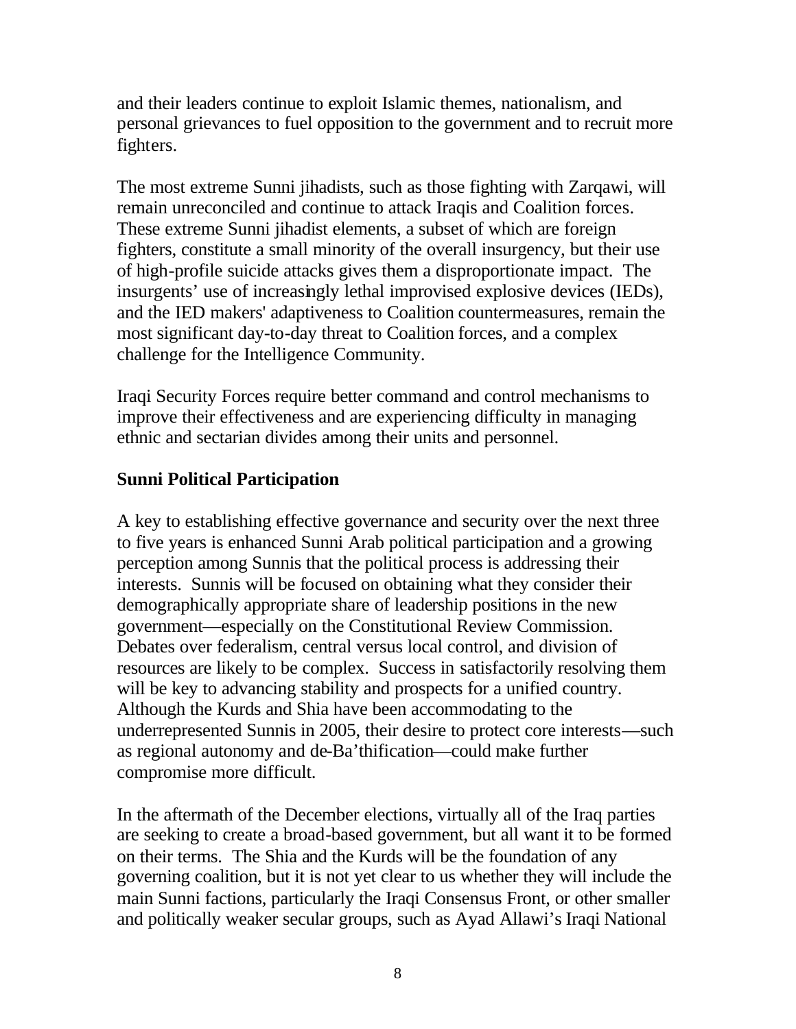and their leaders continue to exploit Islamic themes, nationalism, and personal grievances to fuel opposition to the government and to recruit more fighters.

The most extreme Sunni jihadists, such as those fighting with Zarqawi, will remain unreconciled and continue to attack Iraqis and Coalition forces. These extreme Sunni jihadist elements, a subset of which are foreign fighters, constitute a small minority of the overall insurgency, but their use of high-profile suicide attacks gives them a disproportionate impact. The insurgents' use of increasingly lethal improvised explosive devices (IEDs), and the IED makers' adaptiveness to Coalition countermeasures, remain the most significant day-to-day threat to Coalition forces, and a complex challenge for the Intelligence Community.

Iraqi Security Forces require better command and control mechanisms to improve their effectiveness and are experiencing difficulty in managing ethnic and sectarian divides among their units and personnel.

**Sunni Political Participation**

A key to establishing effective governance and security over the next three to five years is enhanced Sunni Arab political participation and a growing perception among Sunnis that the political process is addressing their interests. Sunnis will be focused on obtaining what they consider their demographically appropriate share of leadership positions in the new government—especially on the Constitutional Review Commission. Debates over federalism, central versus local control, and division of resources are likely to be complex. Success in satisfactorily resolving them will be key to advancing stability and prospects for a unified country. Although the Kurds and Shia have been accommodating to the underrepresented Sunnis in 2005, their desire to protect core interests—such as regional autonomy and de-Ba'thification—could make further compromise more difficult.

In the aftermath of the December elections, virtually all of the Iraq parties are seeking to create a broad-based government, but all want it to be formed on their terms. The Shia and the Kurds will be the foundation of any governing coalition, but it is not yet clear to us whether they will include the main Sunni factions, particularly the Iraqi Consensus Front, or other smaller and politically weaker secular groups, such as Ayad Allawi's Iraqi National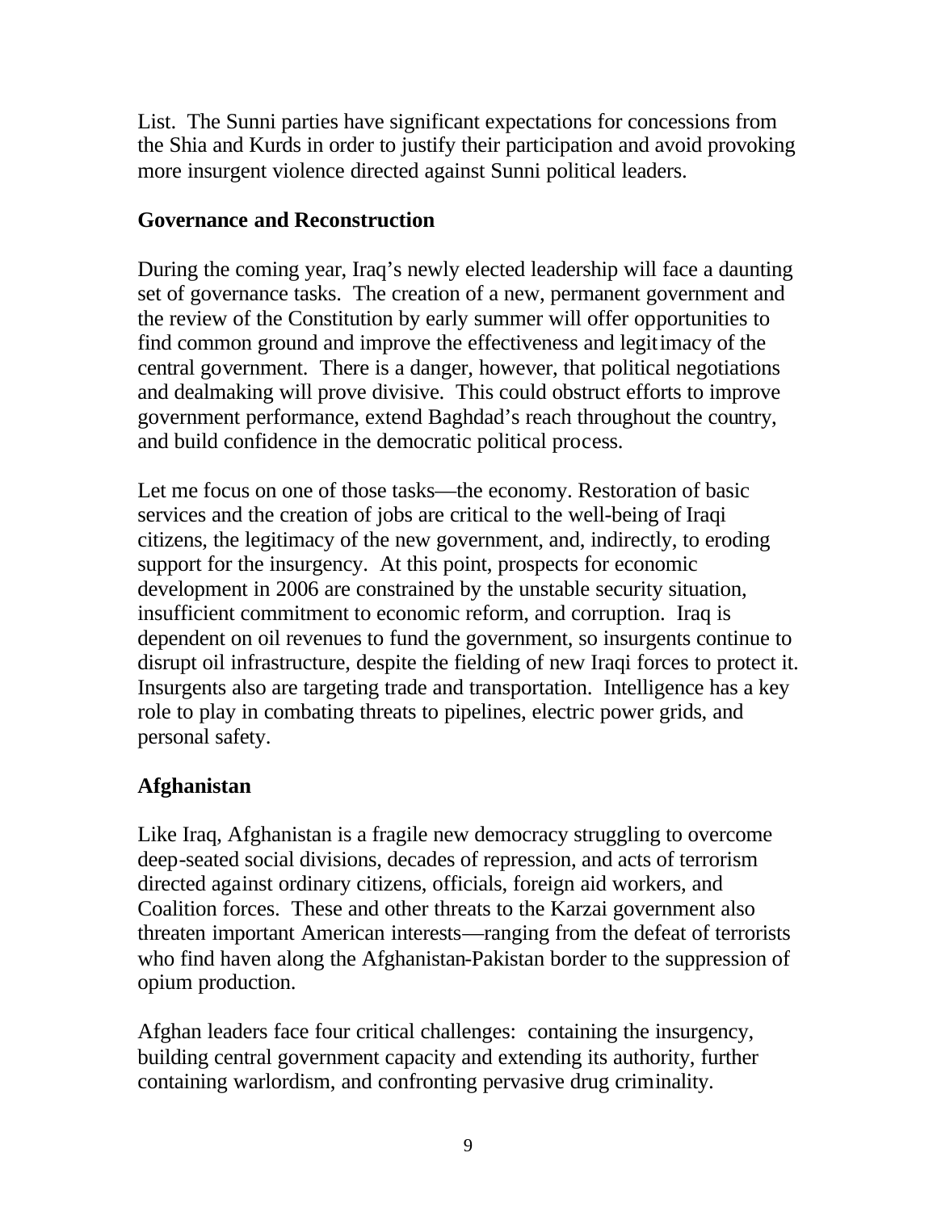List. The Sunni parties have significant expectations for concessions from the Shia and Kurds in order to justify their participation and avoid provoking more insurgent violence directed against Sunni political leaders.

## Governance and Reconstruction

During the coming year, Iraq's newly elected leadership will face a daunting set of governance tasks. The creation of a new, permanent government and the review of the Constitution by early summer will offer opportunities to find common ground and improve the effectiveness and legitimacy of the central government. There is a danger, however, that political negotiations and dealmaking will prove divisive. This could obstruct efforts to improve government performance, extend Baghdad's reach throughout the country, and build confidence in the democratic political process.

Let me focus on one of those tasks—the economy. Restoration of basic services and the creation of jobs are critical to the well-being of Iraqi citizens, the legitimacy of the new government, and, indirectly, to eroding support for the insurgency. At this point, prospects for economic development in 2006 are constrained by the unstable security situation, insufficient commitment to economic reform, and corruption. Iraq is dependent on oil revenues to fund the government, so insurgents continue to disrupt oil infrastructure, despite the fielding of new Iraqi forces to protect it. Insurgents also are targeting trade and transportation. Intelligence has a key role to play in combating threats to pipelines, electric power grids, and personal safety.

## Afghanistan

Like Iraq, Afghanistan is a fragile new democracy struggling to overcome deep-seated social divisions, decades of repression, and acts of terrorism directed against ordinary citizens, officials, foreign aid workers, and Coalition forces. These and other threats to the Karzai government also threaten important American interests—ranging from the defeat of terrorists who find haven along the Afghanistan-Pakistan border to the suppression of opium production.

Afghan leaders face four critical challenges: containing the insurgency, building central government capacity and extending its authority, further containing warlordism, and confronting pervasive drug criminality.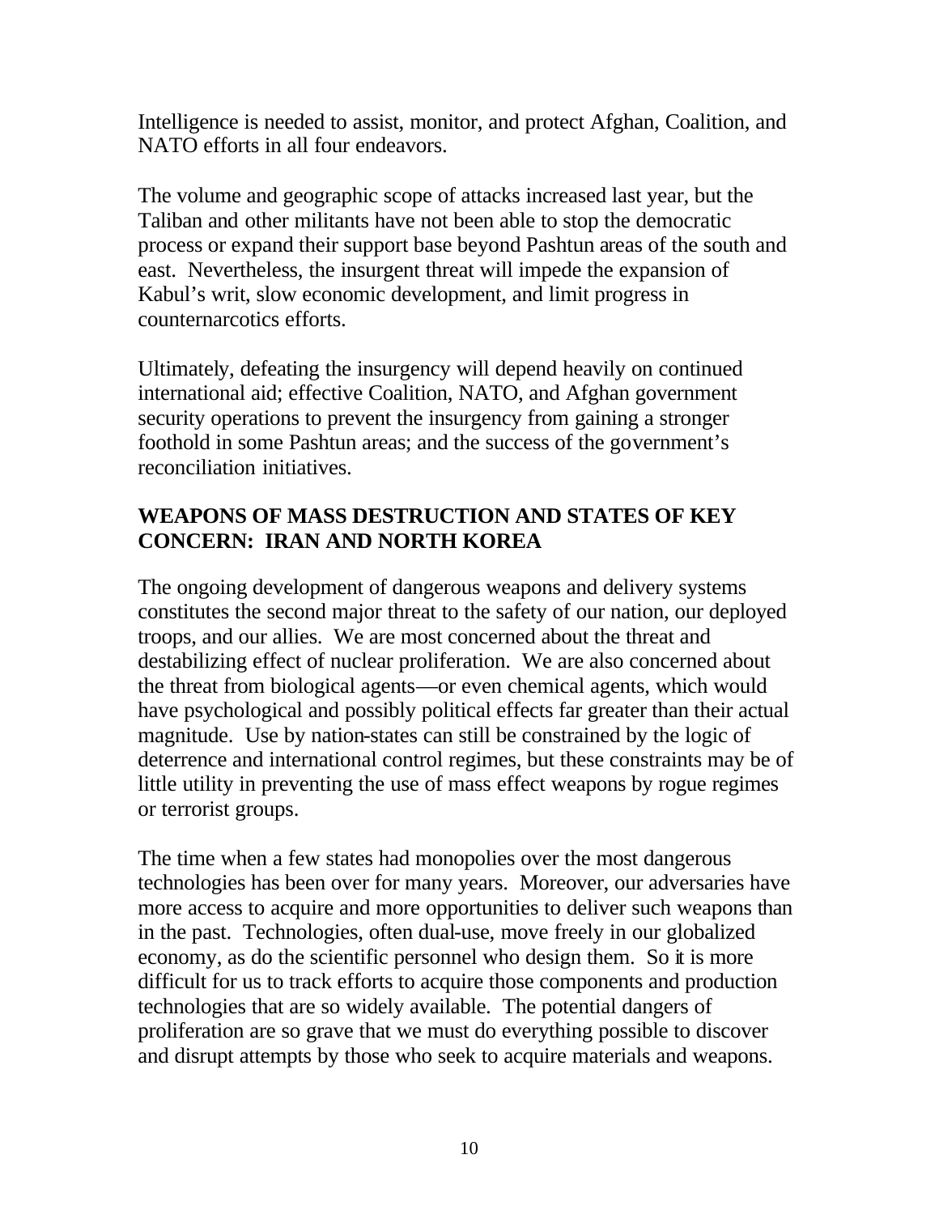Intelligence is needed to assist, monitor, and protect Afghan, Coalition, and NATO efforts in all four endeavors.

The volume and geographic scope of attacks increased last year, but the Taliban and other militants have not been able to stop the democratic process or expand their support base beyond Pashtun areas of the south and east. Nevertheless, the insurgent threat will impede the expansion of Kabul's writ, slow economic development, and limit progress in counternarcotics efforts.

Ultimately, defeating the insurgency will depend heavily on continued international aid; effective Coalition, NATO, and Afghan government security operations to prevent the insurgency from gaining a stronger foothold in some Pashtun areas; and the success of the government's reconciliation initiatives.

## WEAPONS OF MASS DESTRUCTION AND STATES OF KEY CONCERN: IRAN AND NORTH KOREA

The ongoing development of dangerous weapons and delivery systems constitutes the second major threat to the safety of our nation, our deployed troops, and our allies. We are most concerned about the threat and destabilizing effect of nuclear proliferation. We are also concerned about the threat from biological agents—or even chemical agents, which would have psychological and possibly political effects far greater than their actual magnitude. Use by nation-states can still be constrained by the logic of deterrence and international control regimes, but these constraints may be of little utility in preventing the use of mass effect weapons by rogue regimes or terrorist groups.

The time when a few states had monopolies over the most dangerous technologies has been over for many years. Moreover, our adversaries have more access to acquire and more opportunities to deliver such weapons than in the past. Technologies, often dual-use, move freely in our globalized economy, as do the scientific personnel who design them. So it is more difficult for us to track efforts to acquire those components and production technologies that are so widely available. The potential dangers of proliferation are so grave that we must do everything possible to discover and disrupt attempts by those who seek to acquire materials and weapons.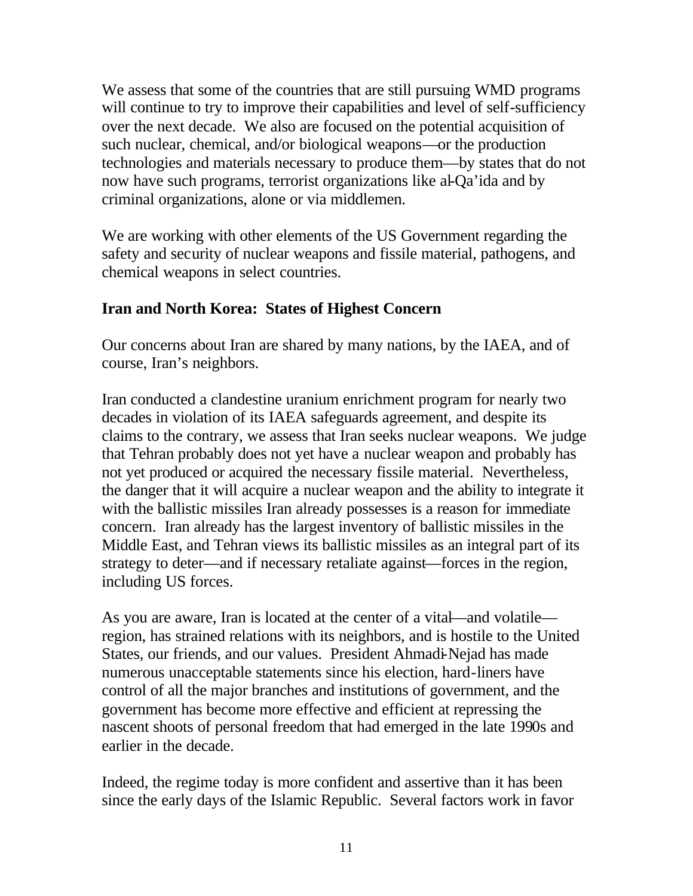We assess that some of the countries that are still pursuing WMD programs will continue to try to improve their capabilities and level of self-sufficiency over the next decade. We also are focused on the potential acquisition of such nuclear, chemical, and/or biological weapons—or the production technologies and materials necessary to produce them—by states that do not now have such programs, terrorist organizations like al-Qa'ida and by criminal organizations, alone or via middlemen.

We are working with other elements of the US Government regarding the safety and security of nuclear weapons and fissile material, pathogens, and chemical weapons in select countries.

## Iran and North Korea: States of Highest Concern

Our concerns about Iran are shared by many nations, by the IAEA, and of course, Iran's neighbors.

Iran conducted a clandestine uranium enrichment program for nearly two decades in violation of its IAEA safeguards agreement, and despite its claims to the contrary, we assess that Iran seeks nuclear weapons. We judge that Tehran probably does not yet have a nuclear weapon and probably has not yet produced or acquired the necessary fissile material. Nevertheless, the danger that it will acquire a nuclear weapon and the ability to integrate it with the ballistic missiles Iran already possesses is a reason for immediate concern. Iran already has the largest inventory of ballistic missiles in the Middle East, and Tehran views its ballistic missiles as an integral part of its strategy to deter—and if necessary retaliate against—forces in the region, including US forces.

As you are aware, Iran is located at the center of a vital—and volatile—region, has strained relations with its neighbors, and is hostile to the United States, our friends, and our values. President Ahmadi-Nejad has made numerous unacceptable statements since his election, hard-liners have control of all the major branches and institutions of government, and the government has become more effective and efficient at repressing the nascent shoots of personal freedom that had emerged in the late 1990s and earlier in the decade.

Indeed, the regime today is more confident and assertive than it has been since the early days of the Islamic Republic. Several factors work in favor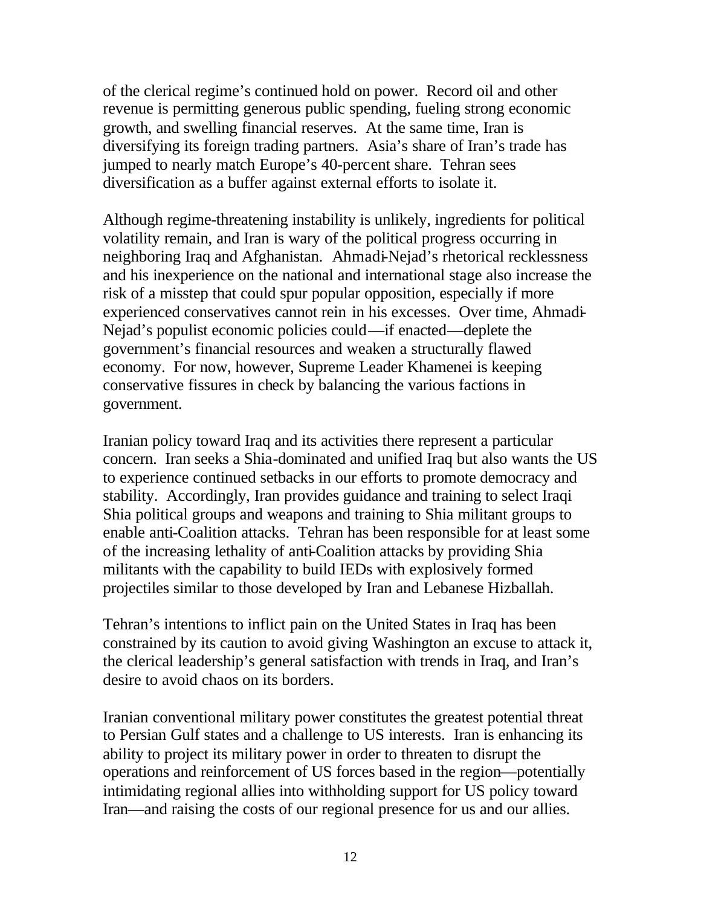of the clerical regime's continued hold on power. Record oil and other revenue is permitting generous public spending, fueling strong economic growth, and swelling financial reserves. At the same time, Iran is diversifying its foreign trading partners. Asia's share of Iran's trade has jumped to nearly match Europe's 40-percent share. Tehran sees diversification as a buffer against external efforts to isolate it.

Although regime-threatening instability is unlikely, ingredients for political volatility remain, and Iran is wary of the political progress occurring in neighboring Iraq and Afghanistan. Ahmadi-Nejad's rhetorical recklessness and his inexperience on the national and international stage also increase the risk of a misstep that could spur popular opposition, especially if more experienced conservatives cannot rein in his excesses. Over time, Ahmadi-Nejad's populist economic policies could—if enacted—deplete the government's financial resources and weaken a structurally flawed economy. For now, however, Supreme Leader Khamenei is keeping conservative fissures in check by balancing the various factions in government.

Iranian policy toward Iraq and its activities there represent a particular concern. Iran seeks a Shia-dominated and unified Iraq but also wants the US to experience continued setbacks in our efforts to promote democracy and stability. Accordingly, Iran provides guidance and training to select Iraqi Shia political groups and weapons and training to Shia militant groups to enable anti-Coalition attacks. Tehran has been responsible for at least some of the increasing lethality of anti-Coalition attacks by providing Shia militants with the capability to build IEDs with explosively formed projectiles similar to those developed by Iran and Lebanese Hizballah.

Tehran's intentions to inflict pain on the United States in Iraq has been constrained by its caution to avoid giving Washington an excuse to attack it, the clerical leadership's general satisfaction with trends in Iraq, and Iran's desire to avoid chaos on its borders.

Iranian conventional military power constitutes the greatest potential threat to Persian Gulf states and a challenge to US interests. Iran is enhancing its ability to project its military power in order to threaten to disrupt the operations and reinforcement of US forces based in the region—potentially intimidating regional allies into withholding support for US policy toward Iran—and raising the costs of our regional presence for us and our allies.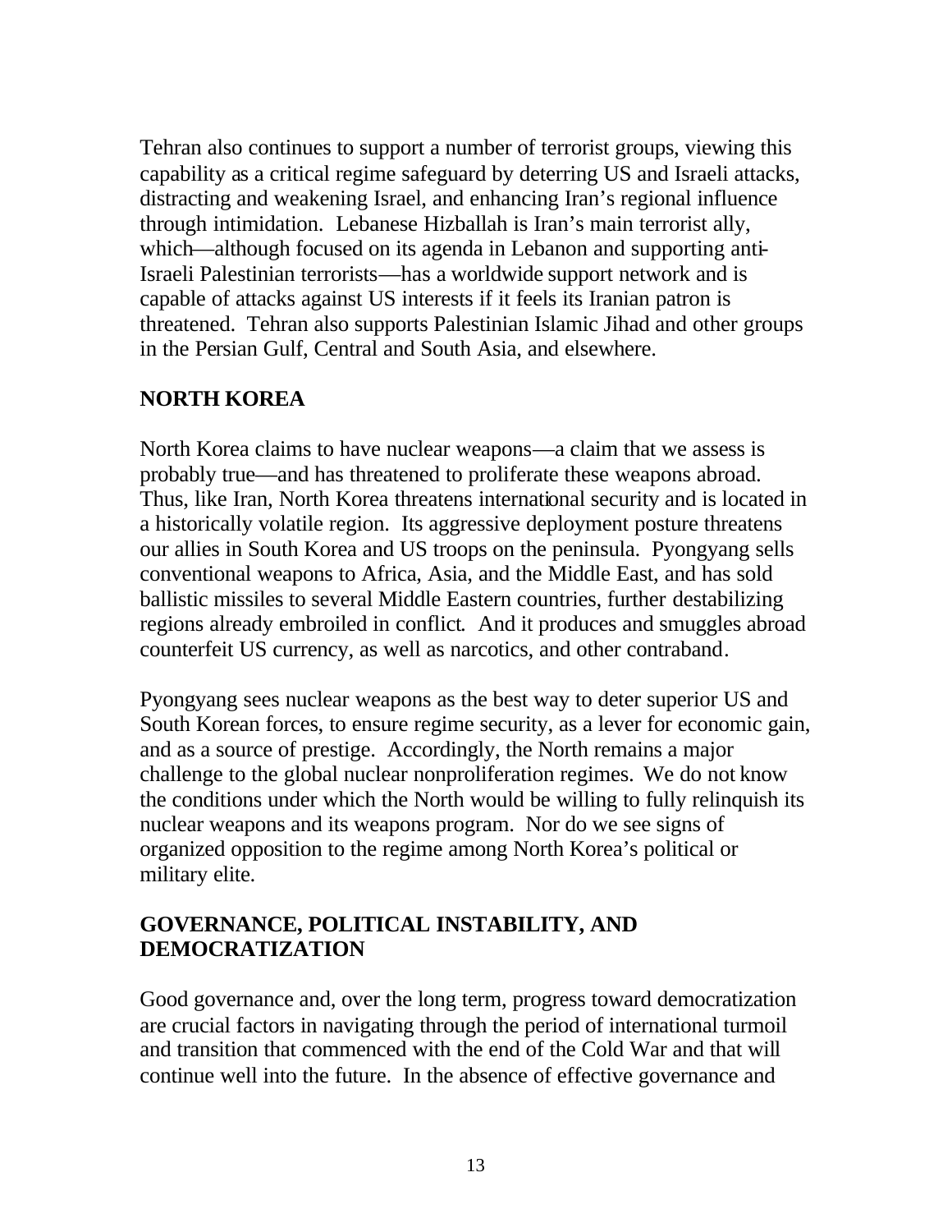Tehran also continues to support a number of terrorist groups, viewing this capability as a critical regime safeguard by deterring US and Israeli attacks, distracting and weakening Israel, and enhancing Iran's regional influence through intimidation. Lebanese Hizballah is Iran's main terrorist ally, which—although focused on its agenda in Lebanon and supporting anti-Israeli Palestinian terrorists—has a worldwide support network and is capable of attacks against US interests if it feels its Iranian patron is threatened. Tehran also supports Palestinian Islamic Jihad and other groups in the Persian Gulf, Central and South Asia, and elsewhere.

## NORTH KOREA

North Korea claims to have nuclear weapons—a claim that we assess is probably true—and has threatened to proliferate these weapons abroad. Thus, like Iran, North Korea threatens international security and is located in a historically volatile region. Its aggressive deployment posture threatens our allies in South Korea and US troops on the peninsula. Pyongyang sells conventional weapons to Africa, Asia, and the Middle East, and has sold ballistic missiles to several Middle Eastern countries, further destabilizing regions already embroiled in conflict. And it produces and smuggles abroad counterfeit US currency, as well as narcotics, and other contraband.

Pyongyang sees nuclear weapons as the best way to deter superior US and South Korean forces, to ensure regime security, as a lever for economic gain, and as a source of prestige. Accordingly, the North remains a major challenge to the global nuclear nonproliferation regimes. We do not know the conditions under which the North would be willing to fully relinquish its nuclear weapons and its weapons program. Nor do we see signs of organized opposition to the regime among North Korea's political or military elite.

## GOVERNANCE, POLITICAL INSTABILITY, AND DEMOCRATIZATION

Good governance and, over the long term, progress toward democratization are crucial factors in navigating through the period of international turmoil and transition that commenced with the end of the Cold War and that will continue well into the future. In the absence of effective governance and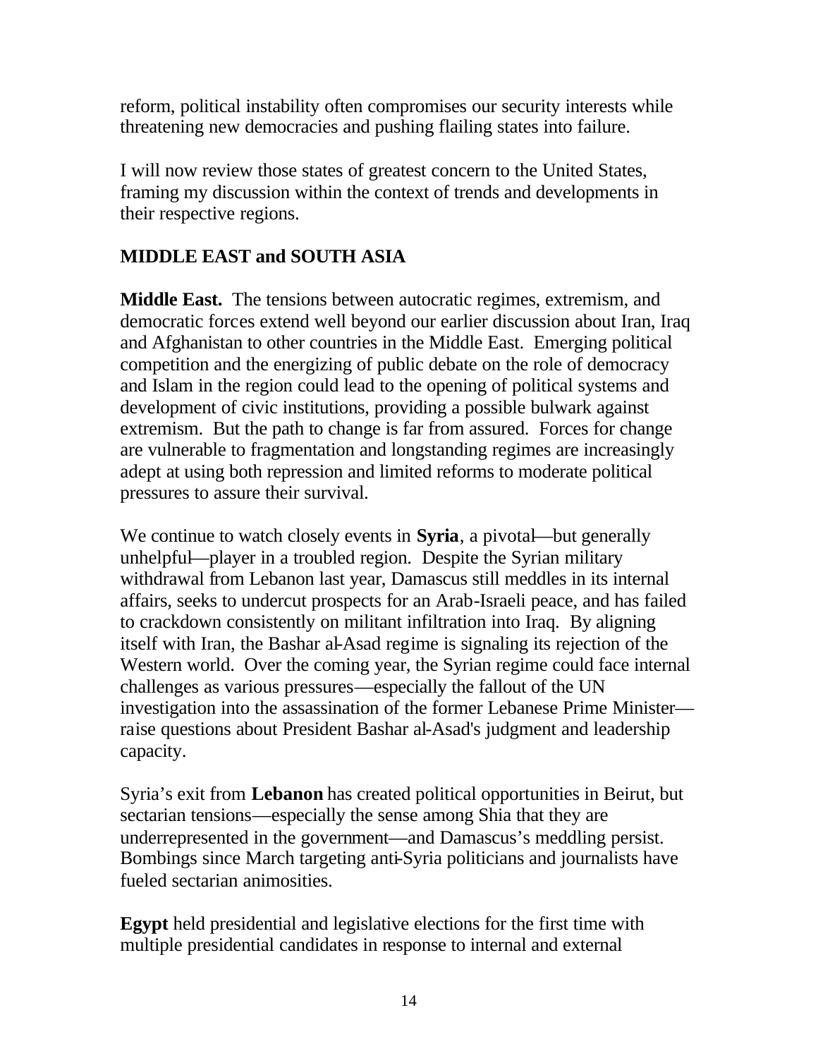reform, political instability often compromises our security interests while threatening new democracies and pushing flailing states into failure.

I will now review those states of greatest concern to the United States, framing my discussion within the context of trends and developments in their respective regions.

## MIDDLE EAST and SOUTH ASIA

**Middle East.** The tensions between autocratic regimes, extremism, and democratic forces extend well beyond our earlier discussion about Iran, Iraq and Afghanistan to other countries in the Middle East. Emerging political competition and the energizing of public debate on the role of democracy and Islam in the region could lead to the opening of political systems and development of civic institutions, providing a possible bulwark against extremism. But the path to change is far from assured. Forces for change are vulnerable to fragmentation and longstanding regimes are increasingly adept at using both repression and limited reforms to moderate political pressures to assure their survival.

We continue to watch closely events in **Syria**, a pivotal—but generally unhelpful—player in a troubled region. Despite the Syrian military withdrawal from Lebanon last year, Damascus still meddles in its internal affairs, seeks to undercut prospects for an Arab-Israeli peace, and has failed to crackdown consistently on militant infiltration into Iraq. By aligning itself with Iran, the Bashar al-Asad regime is signaling its rejection of the Western world. Over the coming year, the Syrian regime could face internal challenges as various pressures—especially the fallout of the UN investigation into the assassination of the former Lebanese Prime Minister—raise questions about President Bashar al-Asad's judgment and leadership capacity.

Syria's exit from **Lebanon** has created political opportunities in Beirut, but sectarian tensions—especially the sense among Shia that they are underrepresented in the government—and Damascus's meddling persist. Bombings since March targeting anti-Syria politicians and journalists have fueled sectarian animosities.

**Egypt** held presidential and legislative elections for the first time with multiple presidential candidates in response to internal and external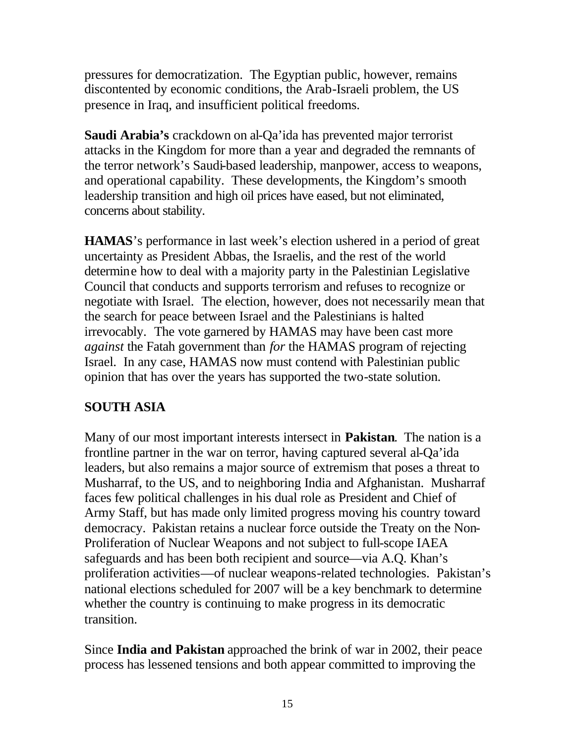pressures for democratization. The Egyptian public, however, remains discontented by economic conditions, the Arab-Israeli problem, the US presence in Iraq, and insufficient political freedoms.

**Saudi Arabia's** crackdown on al-Qa'ida has prevented major terrorist attacks in the Kingdom for more than a year and degraded the remnants of the terror network's Saudi-based leadership, manpower, access to weapons, and operational capability. These developments, the Kingdom's smooth leadership transition and high oil prices have eased, but not eliminated, concerns about stability.

**HAMAS**'s performance in last week's election ushered in a period of great uncertainty as President Abbas, the Israelis, and the rest of the world determine how to deal with a majority party in the Palestinian Legislative Council that conducts and supports terrorism and refuses to recognize or negotiate with Israel. The election, however, does not necessarily mean that the search for peace between Israel and the Palestinians is halted irrevocably. The vote garnered by HAMAS may have been cast more *against* the Fatah government than *for* the HAMAS program of rejecting Israel. In any case, HAMAS now must contend with Palestinian public opinion that has over the years has supported the two-state solution.

## SOUTH ASIA

Many of our most important interests intersect in **Pakistan**. The nation is a frontline partner in the war on terror, having captured several al-Qa'ida leaders, but also remains a major source of extremism that poses a threat to Musharraf, to the US, and to neighboring India and Afghanistan. Musharraf faces few political challenges in his dual role as President and Chief of Army Staff, but has made only limited progress moving his country toward democracy. Pakistan retains a nuclear force outside the Treaty on the Non-Proliferation of Nuclear Weapons and not subject to full-scope IAEA safeguards and has been both recipient and source—via A.Q. Khan's proliferation activities—of nuclear weapons-related technologies. Pakistan's national elections scheduled for 2007 will be a key benchmark to determine whether the country is continuing to make progress in its democratic transition.

Since **India and Pakistan** approached the brink of war in 2002, their peace process has lessened tensions and both appear committed to improving the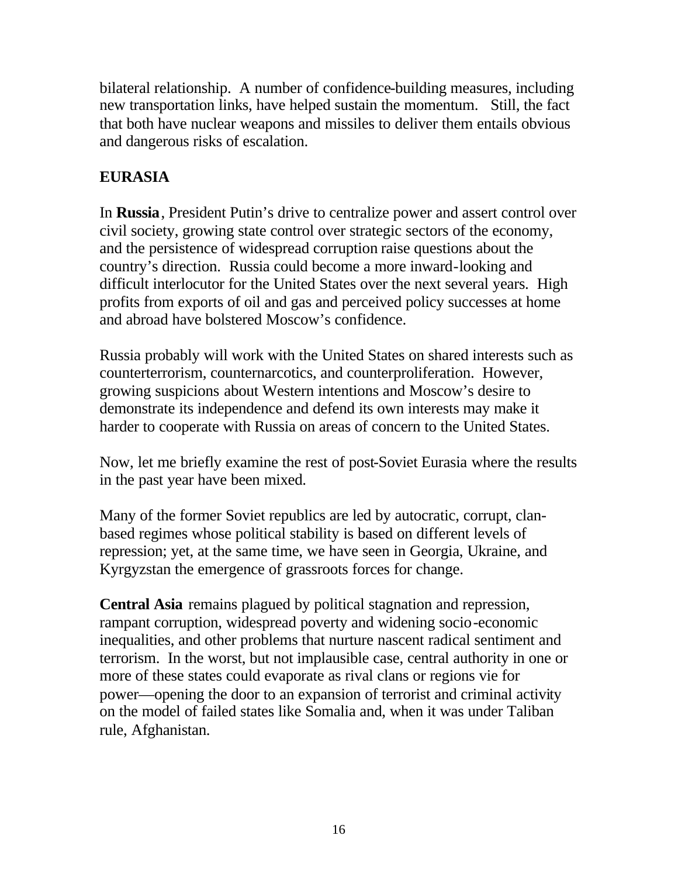bilateral relationship. A number of confidence-building measures, including new transportation links, have helped sustain the momentum. Still, the fact that both have nuclear weapons and missiles to deliver them entails obvious and dangerous risks of escalation.

## EURASIA

In **Russia**, President Putin's drive to centralize power and assert control over civil society, growing state control over strategic sectors of the economy, and the persistence of widespread corruption raise questions about the country's direction. Russia could become a more inward-looking and difficult interlocutor for the United States over the next several years. High profits from exports of oil and gas and perceived policy successes at home and abroad have bolstered Moscow's confidence.

Russia probably will work with the United States on shared interests such as counterterrorism, counternarcotics, and counterproliferation. However, growing suspicions about Western intentions and Moscow's desire to demonstrate its independence and defend its own interests may make it harder to cooperate with Russia on areas of concern to the United States.

Now, let me briefly examine the rest of post-Soviet Eurasia where the results in the past year have been mixed.

Many of the former Soviet republics are led by autocratic, corrupt, clan-based regimes whose political stability is based on different levels of repression; yet, at the same time, we have seen in Georgia, Ukraine, and Kyrgyzstan the emergence of grassroots forces for change.

**Central Asia** remains plagued by political stagnation and repression, rampant corruption, widespread poverty and widening socio-economic inequalities, and other problems that nurture nascent radical sentiment and terrorism. In the worst, but not implausible case, central authority in one or more of these states could evaporate as rival clans or regions vie for power—opening the door to an expansion of terrorist and criminal activity on the model of failed states like Somalia and, when it was under Taliban rule, Afghanistan.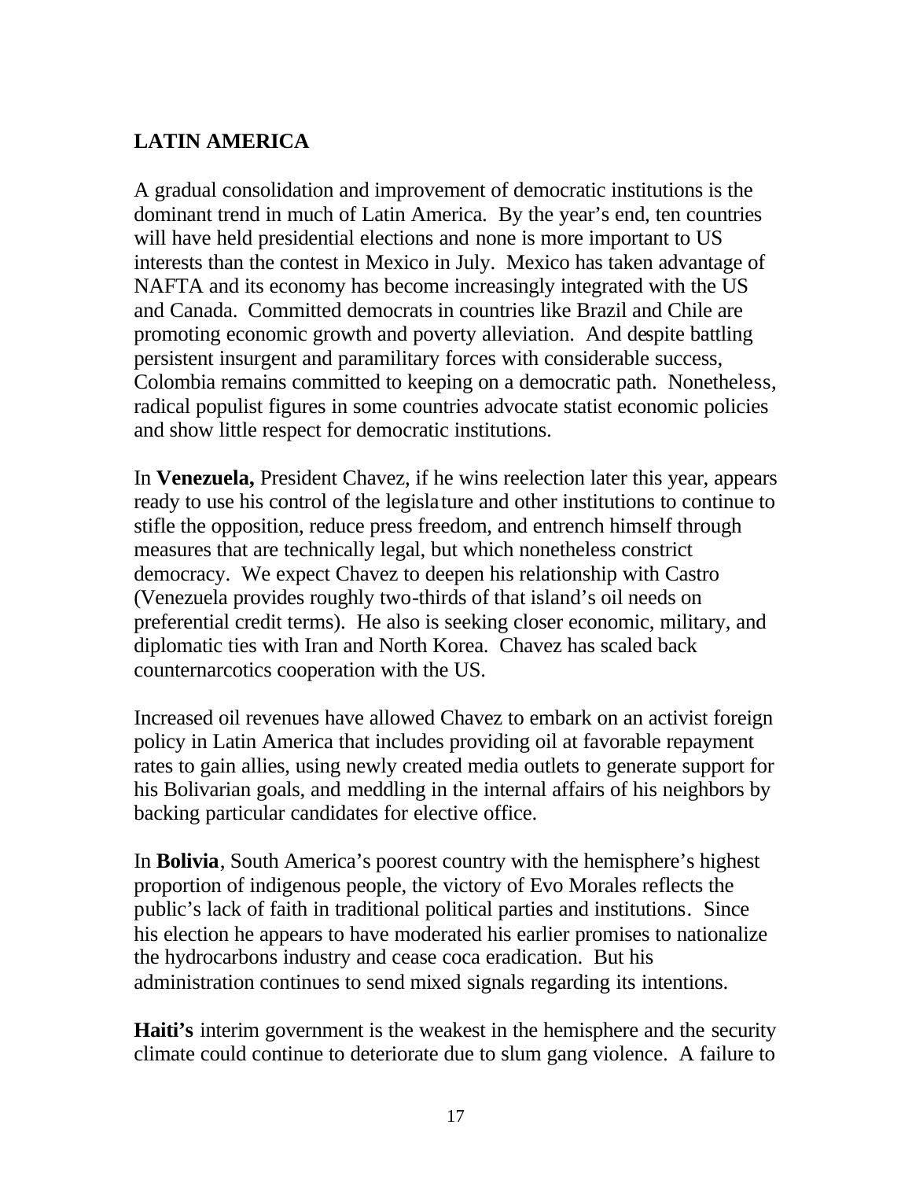## LATIN AMERICA

A gradual consolidation and improvement of democratic institutions is the dominant trend in much of Latin America. By the year's end, ten countries will have held presidential elections and none is more important to US interests than the contest in Mexico in July. Mexico has taken advantage of NAFTA and its economy has become increasingly integrated with the US and Canada. Committed democrats in countries like Brazil and Chile are promoting economic growth and poverty alleviation. And despite battling persistent insurgent and paramilitary forces with considerable success, Colombia remains committed to keeping on a democratic path. Nonetheless, radical populist figures in some countries advocate statist economic policies and show little respect for democratic institutions.

In **Venezuela,** President Chavez, if he wins reelection later this year, appears ready to use his control of the legislature and other institutions to continue to stifle the opposition, reduce press freedom, and entrench himself through measures that are technically legal, but which nonetheless constrict democracy. We expect Chavez to deepen his relationship with Castro (Venezuela provides roughly two-thirds of that island's oil needs on preferential credit terms). He also is seeking closer economic, military, and diplomatic ties with Iran and North Korea. Chavez has scaled back counternarcotics cooperation with the US.

Increased oil revenues have allowed Chavez to embark on an activist foreign policy in Latin America that includes providing oil at favorable repayment rates to gain allies, using newly created media outlets to generate support for his Bolivarian goals, and meddling in the internal affairs of his neighbors by backing particular candidates for elective office.

In **Bolivia**, South America's poorest country with the hemisphere's highest proportion of indigenous people, the victory of Evo Morales reflects the public's lack of faith in traditional political parties and institutions. Since his election he appears to have moderated his earlier promises to nationalize the hydrocarbons industry and cease coca eradication. But his administration continues to send mixed signals regarding its intentions.

**Haiti's** interim government is the weakest in the hemisphere and the security climate could continue to deteriorate due to slum gang violence. A failure to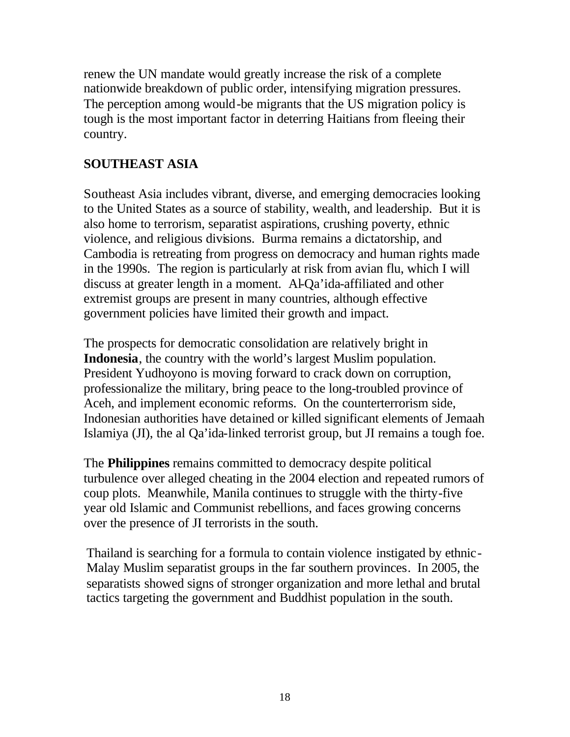renew the UN mandate would greatly increase the risk of a complete nationwide breakdown of public order, intensifying migration pressures. The perception among would-be migrants that the US migration policy is tough is the most important factor in deterring Haitians from fleeing their country.

## SOUTHEAST ASIA

Southeast Asia includes vibrant, diverse, and emerging democracies looking to the United States as a source of stability, wealth, and leadership. But it is also home to terrorism, separatist aspirations, crushing poverty, ethnic violence, and religious divisions. Burma remains a dictatorship, and Cambodia is retreating from progress on democracy and human rights made in the 1990s. The region is particularly at risk from avian flu, which I will discuss at greater length in a moment. Al-Qa'ida-affiliated and other extremist groups are present in many countries, although effective government policies have limited their growth and impact.

The prospects for democratic consolidation are relatively bright in **Indonesia**, the country with the world's largest Muslim population. President Yudhoyono is moving forward to crack down on corruption, professionalize the military, bring peace to the long-troubled province of Aceh, and implement economic reforms. On the counterterrorism side, Indonesian authorities have detained or killed significant elements of Jemaah Islamiya (JI), the al Qa'ida-linked terrorist group, but JI remains a tough foe.

The **Philippines** remains committed to democracy despite political turbulence over alleged cheating in the 2004 election and repeated rumors of coup plots. Meanwhile, Manila continues to struggle with the thirty-five year old Islamic and Communist rebellions, and faces growing concerns over the presence of JI terrorists in the south.

Thailand is searching for a formula to contain violence instigated by ethnic-Malay Muslim separatist groups in the far southern provinces. In 2005, the separatists showed signs of stronger organization and more lethal and brutal tactics targeting the government and Buddhist population in the south.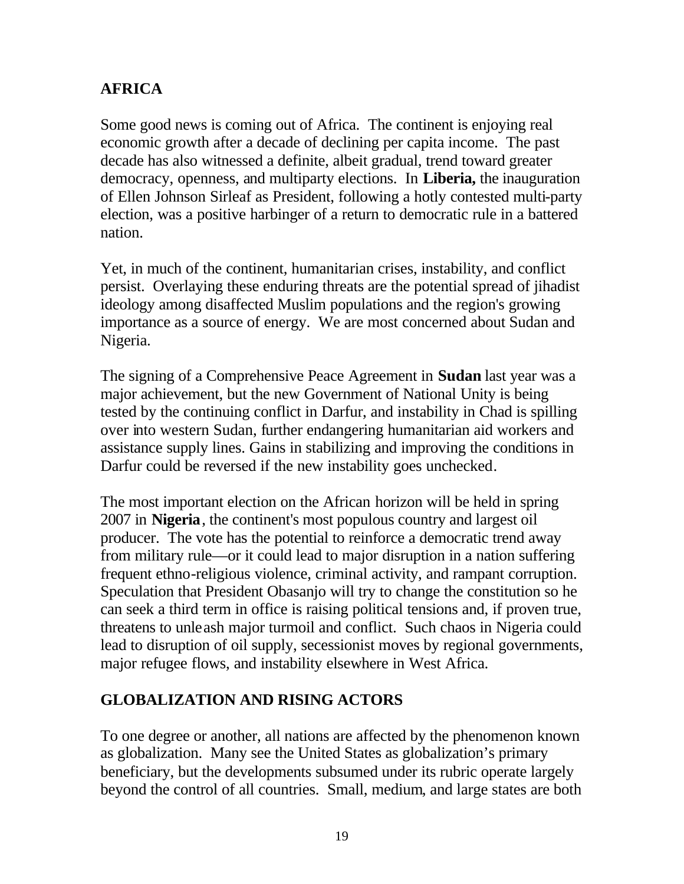## AFRICA

Some good news is coming out of Africa. The continent is enjoying real economic growth after a decade of declining per capita income. The past decade has also witnessed a definite, albeit gradual, trend toward greater democracy, openness, and multiparty elections. In **Liberia,** the inauguration of Ellen Johnson Sirleaf as President, following a hotly contested multi-party election, was a positive harbinger of a return to democratic rule in a battered nation.

Yet, in much of the continent, humanitarian crises, instability, and conflict persist. Overlaying these enduring threats are the potential spread of jihadist ideology among disaffected Muslim populations and the region's growing importance as a source of energy. We are most concerned about Sudan and Nigeria.

The signing of a Comprehensive Peace Agreement in **Sudan** last year was a major achievement, but the new Government of National Unity is being tested by the continuing conflict in Darfur, and instability in Chad is spilling over into western Sudan, further endangering humanitarian aid workers and assistance supply lines. Gains in stabilizing and improving the conditions in Darfur could be reversed if the new instability goes unchecked.

The most important election on the African horizon will be held in spring 2007 in **Nigeria**, the continent's most populous country and largest oil producer. The vote has the potential to reinforce a democratic trend away from military rule—or it could lead to major disruption in a nation suffering frequent ethno-religious violence, criminal activity, and rampant corruption. Speculation that President Obasanjo will try to change the constitution so he can seek a third term in office is raising political tensions and, if proven true, threatens to unleash major turmoil and conflict. Such chaos in Nigeria could lead to disruption of oil supply, secessionist moves by regional governments, major refugee flows, and instability elsewhere in West Africa.

## GLOBALIZATION AND RISING ACTORS

To one degree or another, all nations are affected by the phenomenon known as globalization. Many see the United States as globalization's primary beneficiary, but the developments subsumed under its rubric operate largely beyond the control of all countries. Small, medium, and large states are both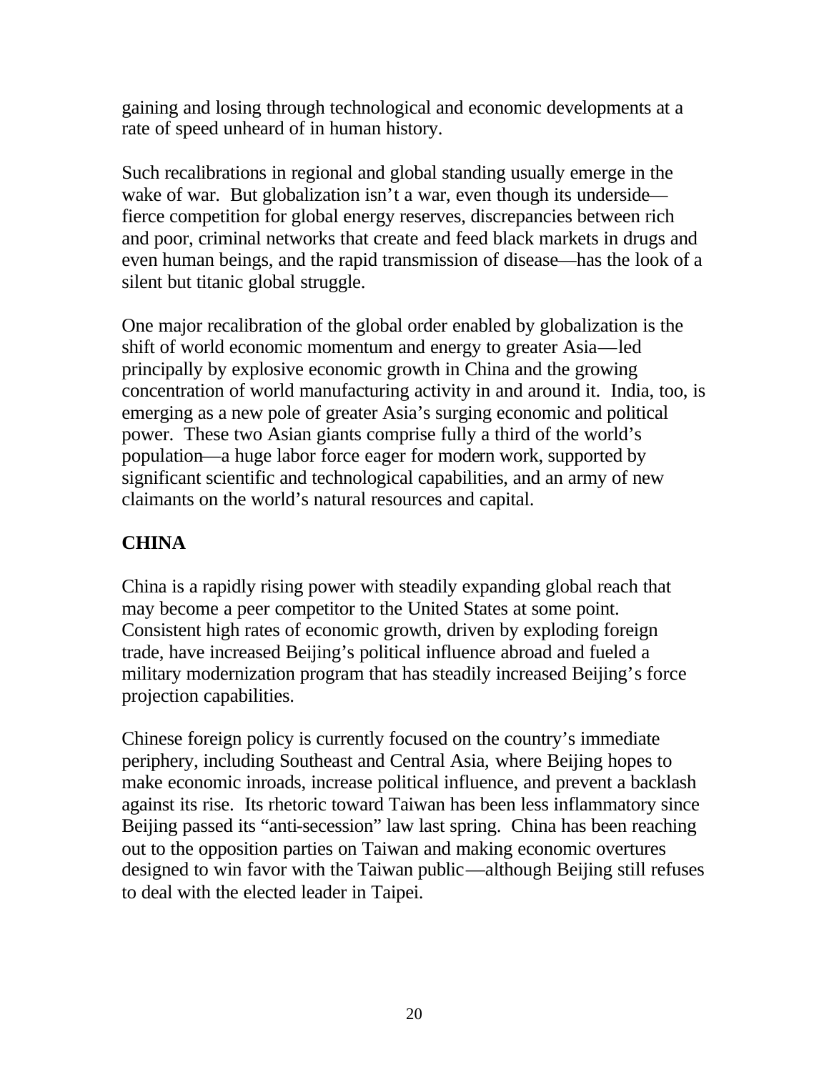gaining and losing through technological and economic developments at a rate of speed unheard of in human history.

Such recalibrations in regional and global standing usually emerge in the wake of war. But globalization isn't a war, even though its underside—fierce competition for global energy reserves, discrepancies between rich and poor, criminal networks that create and feed black markets in drugs and even human beings, and the rapid transmission of disease—has the look of a silent but titanic global struggle.

One major recalibration of the global order enabled by globalization is the shift of world economic momentum and energy to greater Asia—led principally by explosive economic growth in China and the growing concentration of world manufacturing activity in and around it. India, too, is emerging as a new pole of greater Asia's surging economic and political power. These two Asian giants comprise fully a third of the world's population—a huge labor force eager for modern work, supported by significant scientific and technological capabilities, and an army of new claimants on the world's natural resources and capital.

## CHINA

China is a rapidly rising power with steadily expanding global reach that may become a peer competitor to the United States at some point. Consistent high rates of economic growth, driven by exploding foreign trade, have increased Beijing's political influence abroad and fueled a military modernization program that has steadily increased Beijing's force projection capabilities.

Chinese foreign policy is currently focused on the country's immediate periphery, including Southeast and Central Asia, where Beijing hopes to make economic inroads, increase political influence, and prevent a backlash against its rise. Its rhetoric toward Taiwan has been less inflammatory since Beijing passed its "anti-secession" law last spring. China has been reaching out to the opposition parties on Taiwan and making economic overtures designed to win favor with the Taiwan public—although Beijing still refuses to deal with the elected leader in Taipei.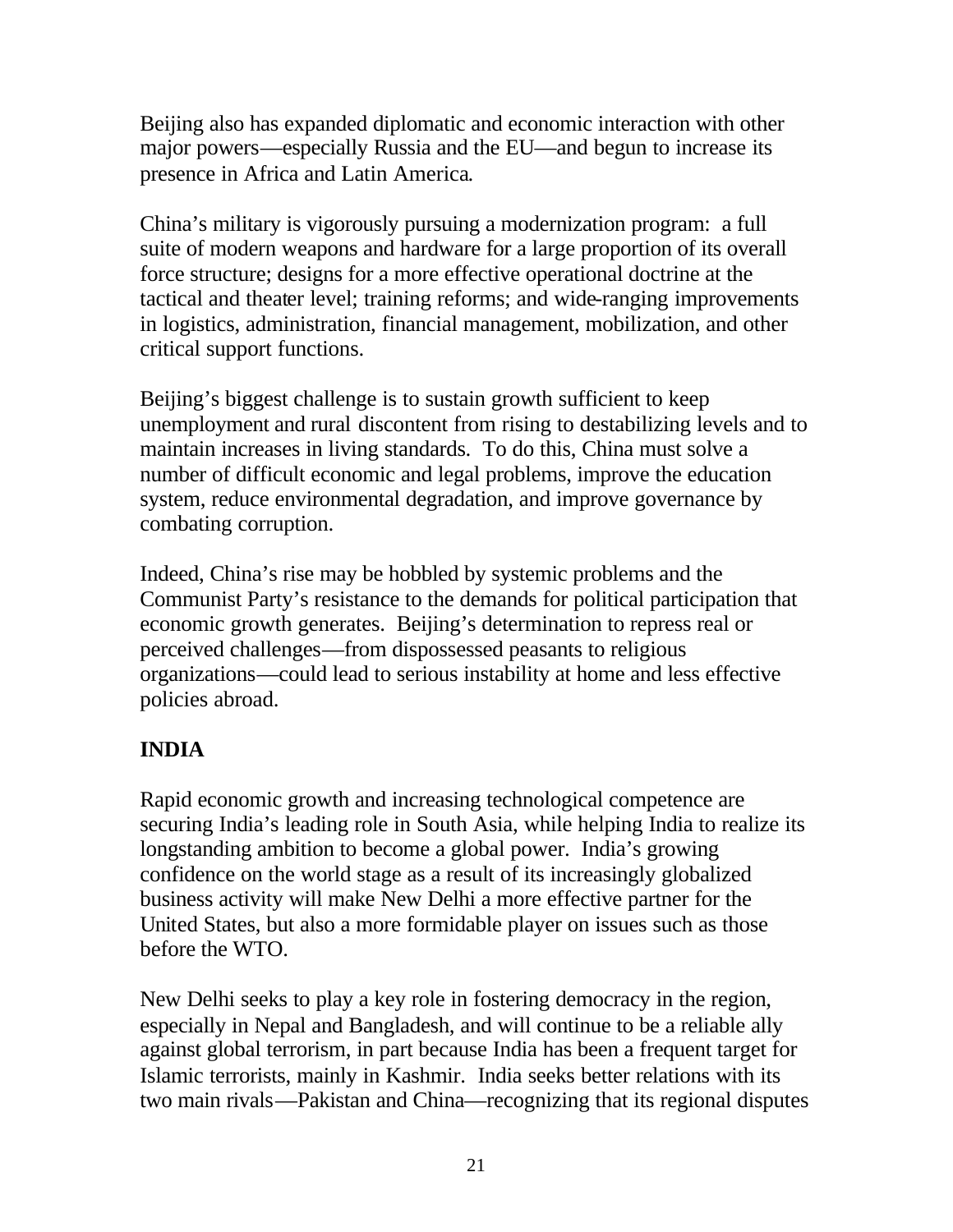Beijing also has expanded diplomatic and economic interaction with other major powers—especially Russia and the EU—and begun to increase its presence in Africa and Latin America.

China's military is vigorously pursuing a modernization program: a full suite of modern weapons and hardware for a large proportion of its overall force structure; designs for a more effective operational doctrine at the tactical and theater level; training reforms; and wide-ranging improvements in logistics, administration, financial management, mobilization, and other critical support functions.

Beijing's biggest challenge is to sustain growth sufficient to keep unemployment and rural discontent from rising to destabilizing levels and to maintain increases in living standards. To do this, China must solve a number of difficult economic and legal problems, improve the education system, reduce environmental degradation, and improve governance by combating corruption.

Indeed, China's rise may be hobbled by systemic problems and the Communist Party's resistance to the demands for political participation that economic growth generates. Beijing's determination to repress real or perceived challenges—from dispossessed peasants to religious organizations—could lead to serious instability at home and less effective policies abroad.

**INDIA**

Rapid economic growth and increasing technological competence are securing India's leading role in South Asia, while helping India to realize its longstanding ambition to become a global power. India's growing confidence on the world stage as a result of its increasingly globalized business activity will make New Delhi a more effective partner for the United States, but also a more formidable player on issues such as those before the WTO.

New Delhi seeks to play a key role in fostering democracy in the region, especially in Nepal and Bangladesh, and will continue to be a reliable ally against global terrorism, in part because India has been a frequent target for Islamic terrorists, mainly in Kashmir. India seeks better relations with its two main rivals—Pakistan and China—recognizing that its regional disputes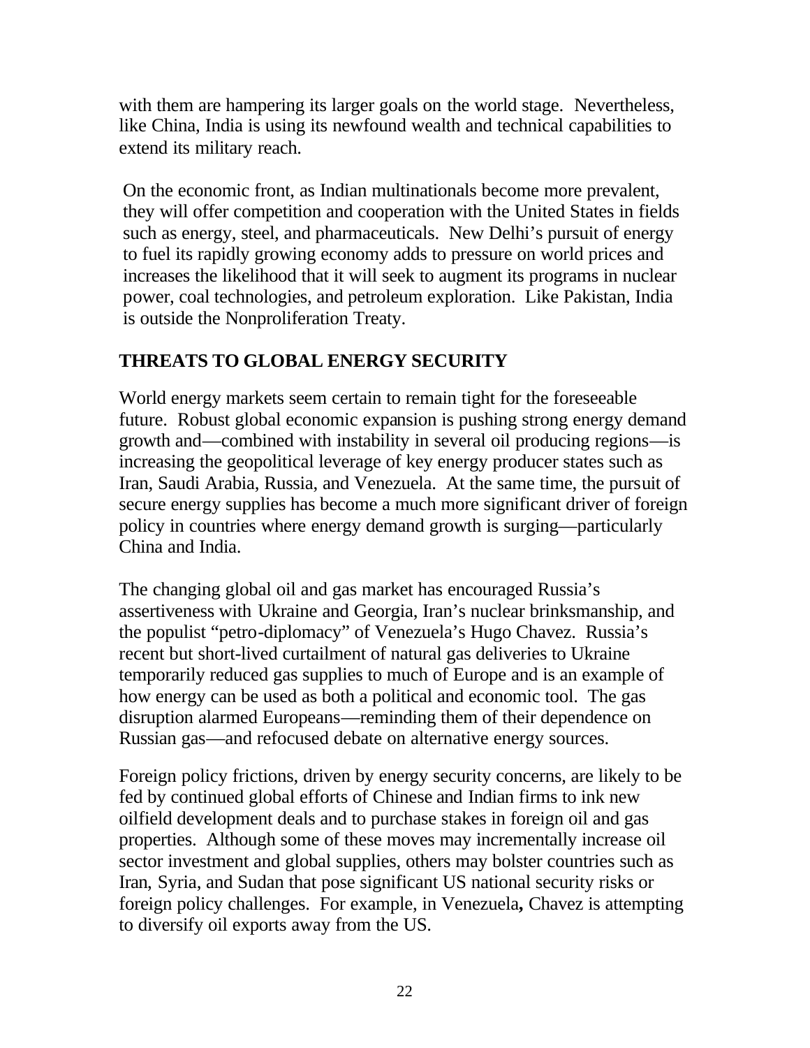with them are hampering its larger goals on the world stage. Nevertheless, like China, India is using its newfound wealth and technical capabilities to extend its military reach.

On the economic front, as Indian multinationals become more prevalent, they will offer competition and cooperation with the United States in fields such as energy, steel, and pharmaceuticals. New Delhi's pursuit of energy to fuel its rapidly growing economy adds to pressure on world prices and increases the likelihood that it will seek to augment its programs in nuclear power, coal technologies, and petroleum exploration. Like Pakistan, India is outside the Nonproliferation Treaty.

## THREATS TO GLOBAL ENERGY SECURITY

World energy markets seem certain to remain tight for the foreseeable future. Robust global economic expansion is pushing strong energy demand growth and—combined with instability in several oil producing regions—is increasing the geopolitical leverage of key energy producer states such as Iran, Saudi Arabia, Russia, and Venezuela. At the same time, the pursuit of secure energy supplies has become a much more significant driver of foreign policy in countries where energy demand growth is surging—particularly China and India.

The changing global oil and gas market has encouraged Russia's assertiveness with Ukraine and Georgia, Iran's nuclear brinksmanship, and the populist "petro-diplomacy" of Venezuela's Hugo Chavez. Russia's recent but short-lived curtailment of natural gas deliveries to Ukraine temporarily reduced gas supplies to much of Europe and is an example of how energy can be used as both a political and economic tool. The gas disruption alarmed Europeans—reminding them of their dependence on Russian gas—and refocused debate on alternative energy sources.

Foreign policy frictions, driven by energy security concerns, are likely to be fed by continued global efforts of Chinese and Indian firms to ink new oilfield development deals and to purchase stakes in foreign oil and gas properties. Although some of these moves may incrementally increase oil sector investment and global supplies, others may bolster countries such as Iran, Syria, and Sudan that pose significant US national security risks or foreign policy challenges. For example, in Venezuela**,** Chavez is attempting to diversify oil exports away from the US.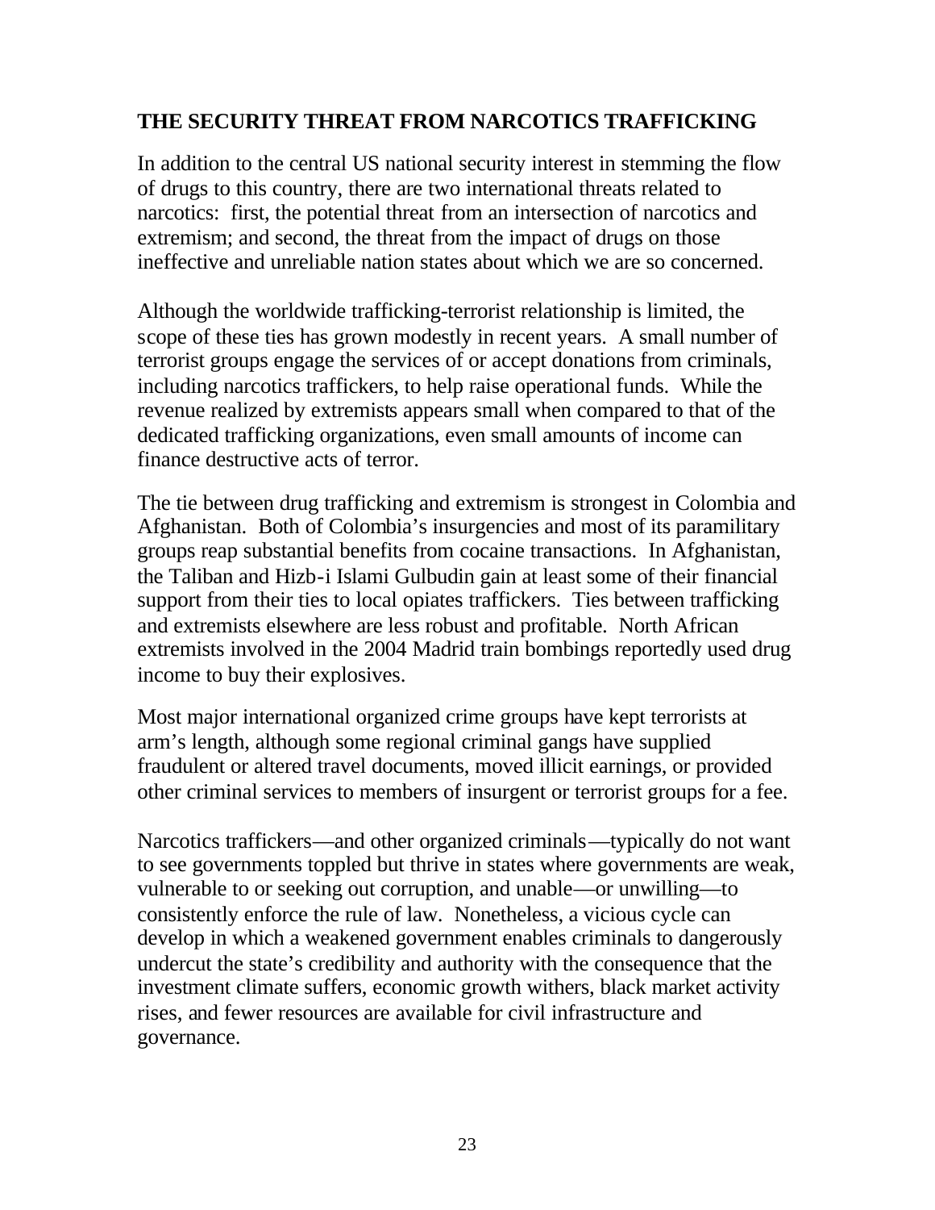**THE SECURITY THREAT FROM NARCOTICS TRAFFICKING**

In addition to the central US national security interest in stemming the flow of drugs to this country, there are two international threats related to narcotics: first, the potential threat from an intersection of narcotics and extremism; and second, the threat from the impact of drugs on those ineffective and unreliable nation states about which we are so concerned.

Although the worldwide trafficking-terrorist relationship is limited, the scope of these ties has grown modestly in recent years. A small number of terrorist groups engage the services of or accept donations from criminals, including narcotics traffickers, to help raise operational funds. While the revenue realized by extremists appears small when compared to that of the dedicated trafficking organizations, even small amounts of income can finance destructive acts of terror.

The tie between drug trafficking and extremism is strongest in Colombia and Afghanistan. Both of Colombia's insurgencies and most of its paramilitary groups reap substantial benefits from cocaine transactions. In Afghanistan, the Taliban and Hizb-i Islami Gulbudin gain at least some of their financial support from their ties to local opiates traffickers. Ties between trafficking and extremists elsewhere are less robust and profitable. North African extremists involved in the 2004 Madrid train bombings reportedly used drug income to buy their explosives.

Most major international organized crime groups have kept terrorists at arm's length, although some regional criminal gangs have supplied fraudulent or altered travel documents, moved illicit earnings, or provided other criminal services to members of insurgent or terrorist groups for a fee.

Narcotics traffickers—and other organized criminals—typically do not want to see governments toppled but thrive in states where governments are weak, vulnerable to or seeking out corruption, and unable—or unwilling—to consistently enforce the rule of law. Nonetheless, a vicious cycle can develop in which a weakened government enables criminals to dangerously undercut the state's credibility and authority with the consequence that the investment climate suffers, economic growth withers, black market activity rises, and fewer resources are available for civil infrastructure and governance.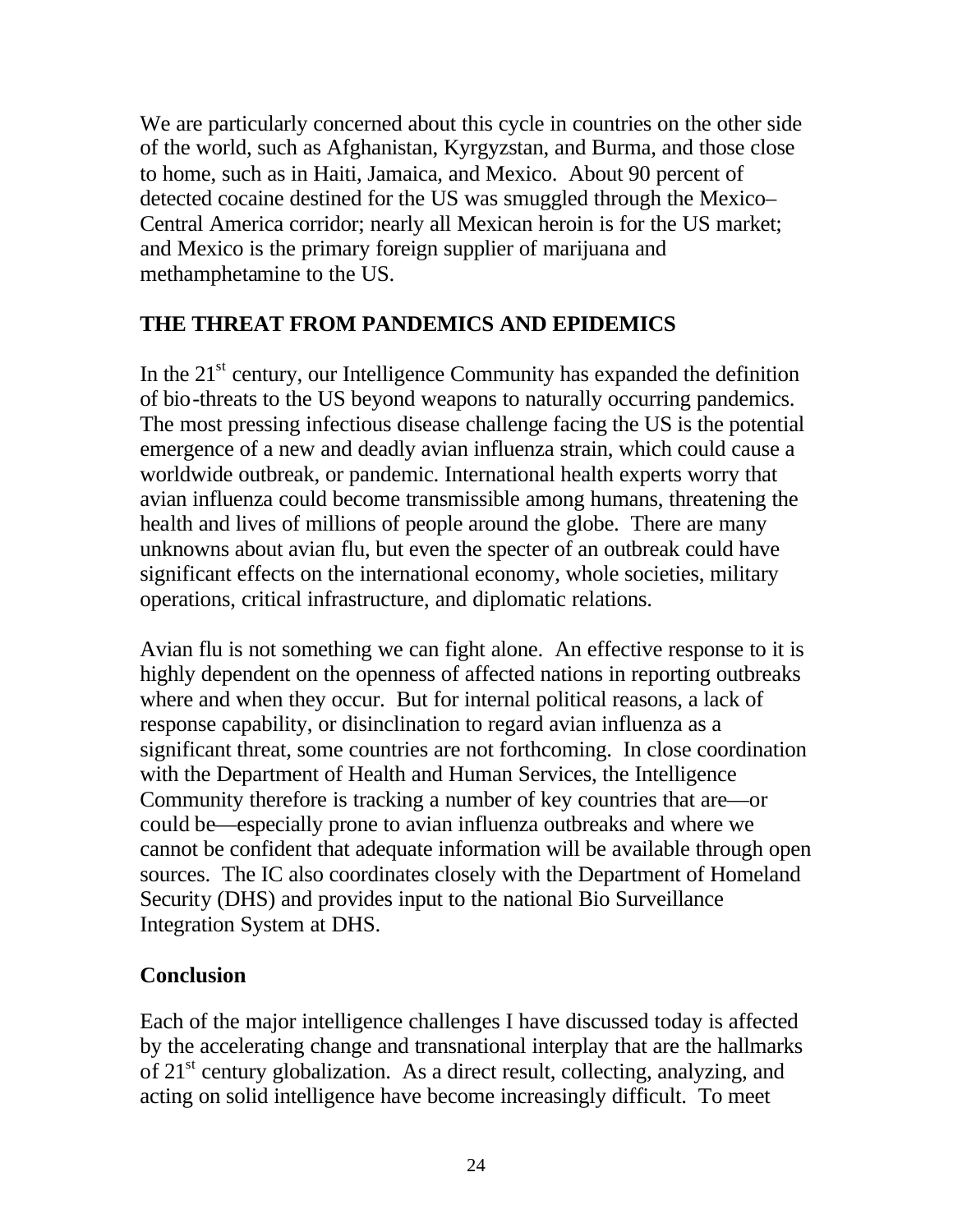We are particularly concerned about this cycle in countries on the other side of the world, such as Afghanistan, Kyrgyzstan, and Burma, and those close to home, such as in Haiti, Jamaica, and Mexico. About 90 percent of detected cocaine destined for the US was smuggled through the Mexico–Central America corridor; nearly all Mexican heroin is for the US market; and Mexico is the primary foreign supplier of marijuana and methamphetamine to the US.

## THE THREAT FROM PANDEMICS AND EPIDEMICS

In the 21st century, our Intelligence Community has expanded the definition of bio-threats to the US beyond weapons to naturally occurring pandemics. The most pressing infectious disease challenge facing the US is the potential emergence of a new and deadly avian influenza strain, which could cause a worldwide outbreak, or pandemic. International health experts worry that avian influenza could become transmissible among humans, threatening the health and lives of millions of people around the globe. There are many unknowns about avian flu, but even the specter of an outbreak could have significant effects on the international economy, whole societies, military operations, critical infrastructure, and diplomatic relations.

Avian flu is not something we can fight alone. An effective response to it is highly dependent on the openness of affected nations in reporting outbreaks where and when they occur. But for internal political reasons, a lack of response capability, or disinclination to regard avian influenza as a significant threat, some countries are not forthcoming. In close coordination with the Department of Health and Human Services, the Intelligence Community therefore is tracking a number of key countries that are—or could be—especially prone to avian influenza outbreaks and where we cannot be confident that adequate information will be available through open sources. The IC also coordinates closely with the Department of Homeland Security (DHS) and provides input to the national Bio Surveillance Integration System at DHS.

## Conclusion

Each of the major intelligence challenges I have discussed today is affected by the accelerating change and transnational interplay that are the hallmarks of 21st century globalization. As a direct result, collecting, analyzing, and acting on solid intelligence have become increasingly difficult. To meet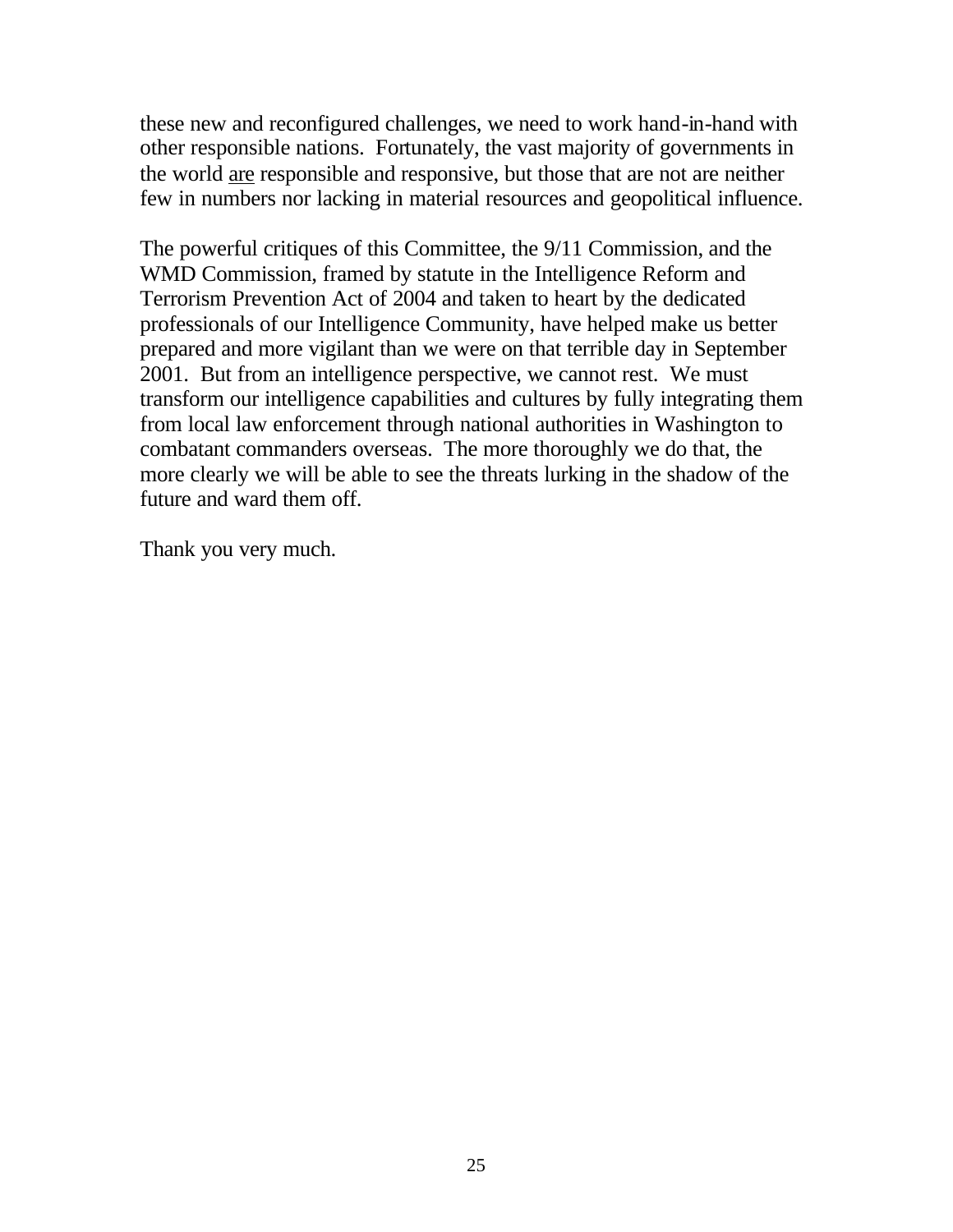these new and reconfigured challenges, we need to work hand-in-hand with other responsible nations. Fortunately, the vast majority of governments in the world <u>are</u> responsible and responsive, but those that are not are neither few in numbers nor lacking in material resources and geopolitical influence.

The powerful critiques of this Committee, the 9/11 Commission, and the WMD Commission, framed by statute in the Intelligence Reform and Terrorism Prevention Act of 2004 and taken to heart by the dedicated professionals of our Intelligence Community, have helped make us better prepared and more vigilant than we were on that terrible day in September 2001. But from an intelligence perspective, we cannot rest. We must transform our intelligence capabilities and cultures by fully integrating them from local law enforcement through national authorities in Washington to combatant commanders overseas. The more thoroughly we do that, the more clearly we will be able to see the threats lurking in the shadow of the future and ward them off.

Thank you very much.